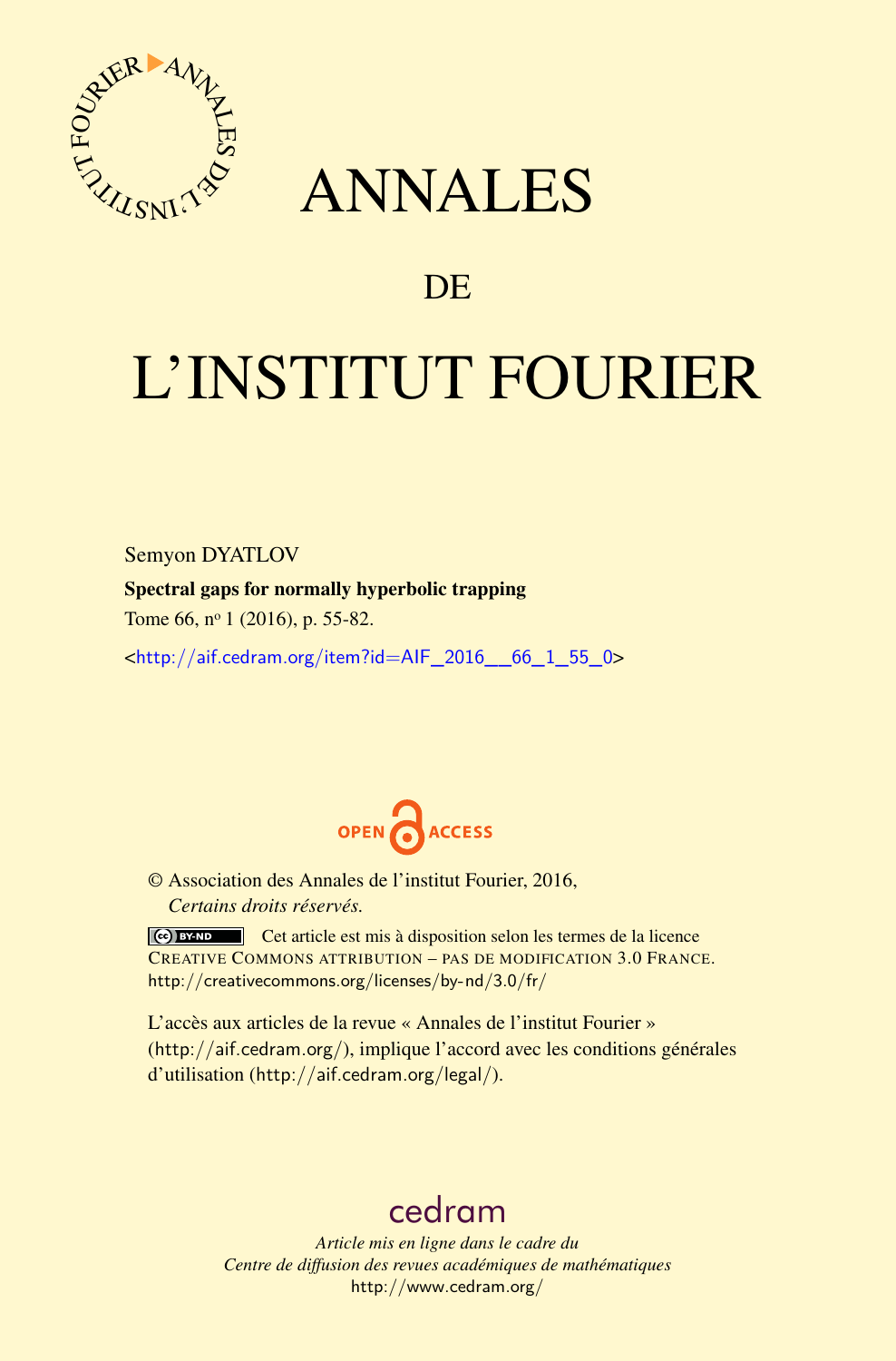# ANNALES

# DE

# L'INSTITUT FOURIER

Semyon DYATLOV

**Spectral gaps for normally hyperbolic trapping**

Tome 66, nº 1 (2016), p. 55-82.

<http://aif.cedram.org/item?id=AIF_2016__66_1_55_0>

OPEN ACCESS

© Association des Annales de l'institut Fourier, 2016,
*Certains droits réservés.*

Cet article est mis à disposition selon les termes de la licence CREATIVE COMMONS ATTRIBUTION – PAS DE MODIFICATION 3.0 FRANCE.
http://creativecommons.org/licenses/by-nd/3.0/fr/

L'accès aux articles de la revue « Annales de l'institut Fourier » (http://aif.cedram.org/), implique l'accord avec les conditions générales d'utilisation (http://aif.cedram.org/legal/).

cedram

*Article mis en ligne dans le cadre du*
*Centre de diffusion des revues académiques de mathématiques*
http://www.cedram.org/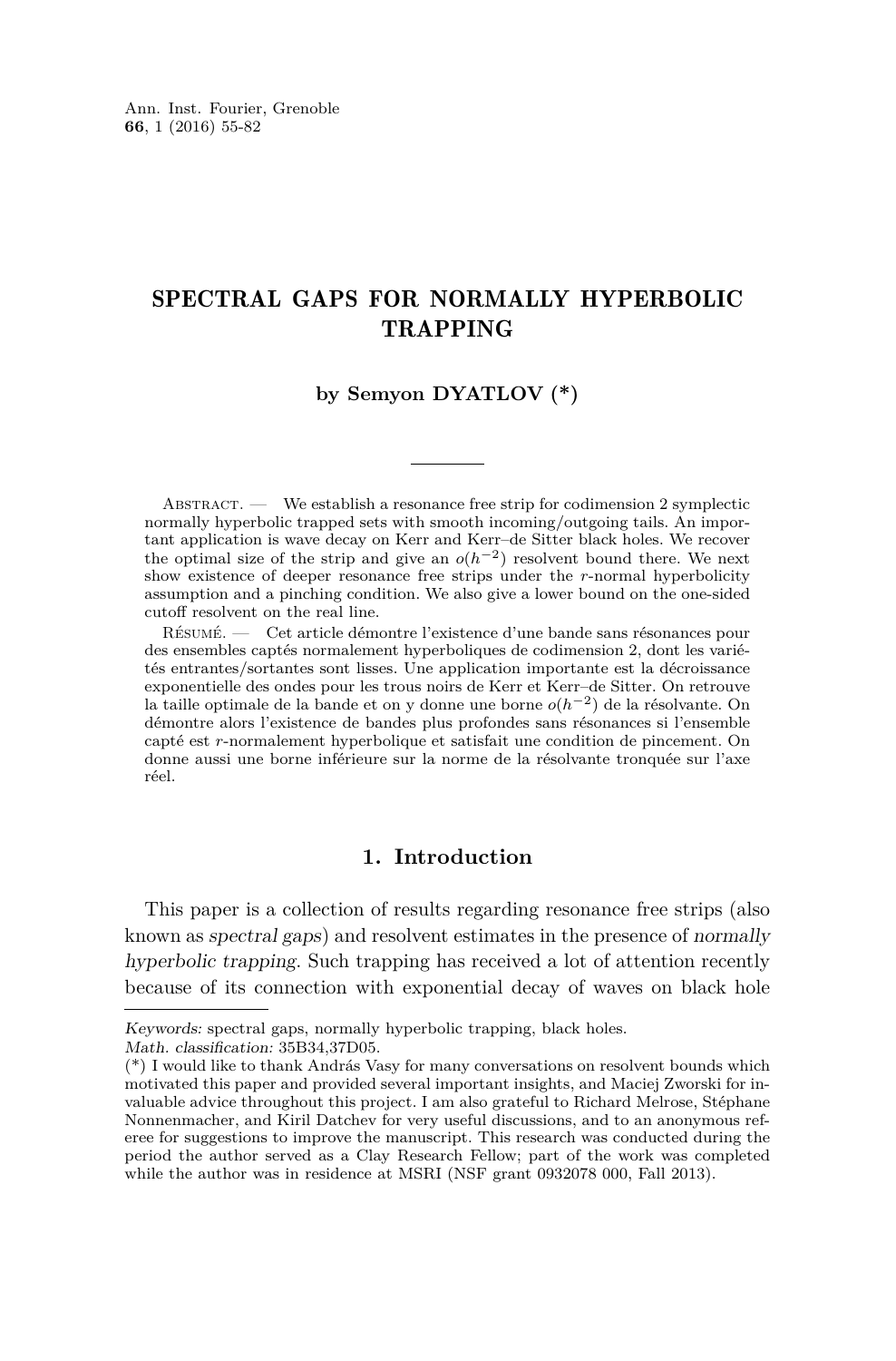# SPECTRAL GAPS FOR NORMALLY HYPERBOLIC TRAPPING

**by Semyon DYATLOV (\*)**

Abstract. — We establish a resonance free strip for codimension 2 symplectic normally hyperbolic trapped sets with smooth incoming/outgoing tails. An important application is wave decay on Kerr and Kerr–de Sitter black holes. We recover the optimal size of the strip and give an $o(h^{-2})$ resolvent bound there. We next show existence of deeper resonance free strips under the $r$-normal hyperbolicity assumption and a pinching condition. We also give a lower bound on the one-sided cutoff resolvent on the real line.

Résumé. — Cet article démontre l'existence d'une bande sans résonances pour des ensembles captés normalement hyperboliques de codimension 2, dont les variétés entrantes/sortantes sont lisses. Une application importante est la décroissance exponentielle des ondes pour les trous noirs de Kerr et Kerr–de Sitter. On retrouve la taille optimale de la bande et on y donne une borne $o(h^{-2})$ de la résolvante. On démontre alors l'existence de bandes plus profondes sans résonances si l'ensemble capté est $r$-normalement hyperbolique et satisfait une condition de pincement. On donne aussi une borne inférieure sur la norme de la résolvante tronquée sur l'axe réel.

## 1. Introduction

This paper is a collection of results regarding resonance free strips (also known as *spectral gaps*) and resolvent estimates in the presence of *normally hyperbolic trapping*. Such trapping has received a lot of attention recently because of its connection with exponential decay of waves on black hole

---

*Keywords:* spectral gaps, normally hyperbolic trapping, black holes.
*Math. classification:* 35B34,37D05.
(\*) I would like to thank András Vasy for many conversations on resolvent bounds which motivated this paper and provided several important insights, and Maciej Zworski for invaluable advice throughout this project. I am also grateful to Richard Melrose, Stéphane Nonnenmacher, and Kiril Datchev for very useful discussions, and to an anonymous referee for suggestions to improve the manuscript. This research was conducted during the period the author served as a Clay Research Fellow; part of the work was completed while the author was in residence at MSRI (NSF grant 0932078 000, Fall 2013).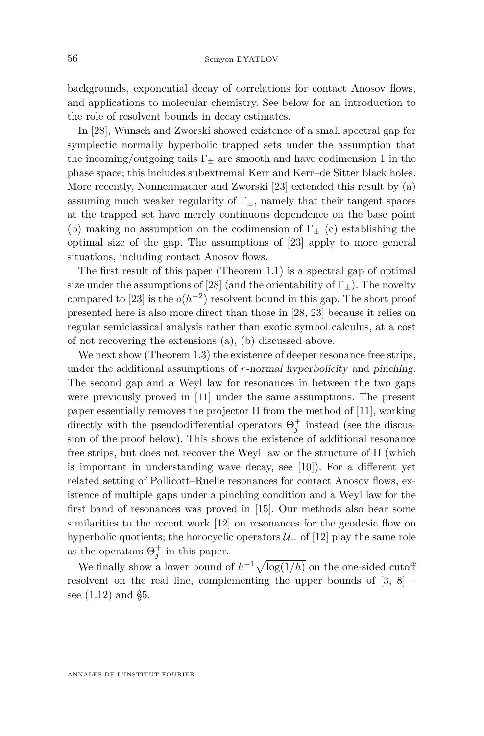backgrounds, exponential decay of correlations for contact Anosov flows, and applications to molecular chemistry. See below for an introduction to the role of resolvent bounds in decay estimates.

In [28], Wunsch and Zworski showed existence of a small spectral gap for symplectic normally hyperbolic trapped sets under the assumption that the incoming/outgoing tails $\Gamma_\pm$ are smooth and have codimension 1 in the phase space; this includes subextremal Kerr and Kerr–de Sitter black holes. More recently, Nonnenmacher and Zworski [23] extended this result by (a) assuming much weaker regularity of $\Gamma_\pm$, namely that their tangent spaces at the trapped set have merely continuous dependence on the base point (b) making no assumption on the codimension of $\Gamma_\pm$ (c) establishing the optimal size of the gap. The assumptions of [23] apply to more general situations, including contact Anosov flows.

The first result of this paper (Theorem 1.1) is a spectral gap of optimal size under the assumptions of [28] (and the orientability of $\Gamma_\pm$). The novelty compared to [23] is the $o(h^{-2})$ resolvent bound in this gap. The short proof presented here is also more direct than those in [28, 23] because it relies on regular semiclassical analysis rather than exotic symbol calculus, at a cost of not recovering the extensions (a), (b) discussed above.

We next show (Theorem 1.3) the existence of deeper resonance free strips, under the additional assumptions of *r-normal hyperbolicity* and *pinching*. The second gap and a Weyl law for resonances in between the two gaps were previously proved in [11] under the same assumptions. The present paper essentially removes the projector $\Pi$ from the method of [11], working directly with the pseudodifferential operators $\Theta_j^+$ instead (see the discussion of the proof below). This shows the existence of additional resonance free strips, but does not recover the Weyl law or the structure of $\Pi$ (which is important in understanding wave decay, see [10]). For a different yet related setting of Pollicott–Ruelle resonances for contact Anosov flows, existence of multiple gaps under a pinching condition and a Weyl law for the first band of resonances was proved in [15]. Our methods also bear some similarities to the recent work [12] on resonances for the geodesic flow on hyperbolic quotients; the horocyclic operators $\mathcal{U}_-$ of [12] play the same role as the operators $\Theta_j^+$ in this paper.

We finally show a lower bound of $h^{-1}\sqrt{\log(1/h)}$ on the one-sided cutoff resolvent on the real line, complementing the upper bounds of [3, 8] – see (1.12) and §5.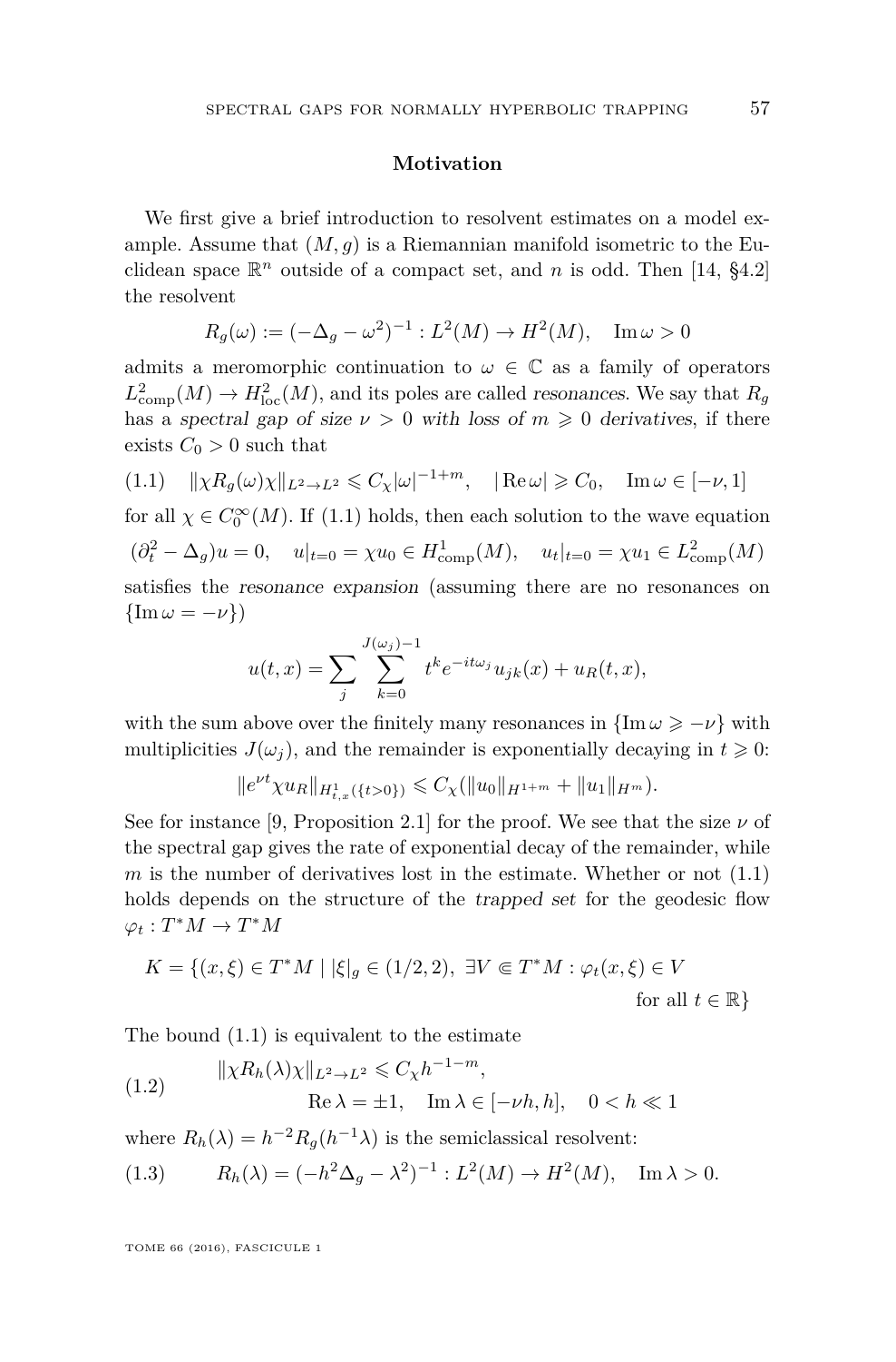### Motivation

We first give a brief introduction to resolvent estimates on a model example. Assume that $(M, g)$ is a Riemannian manifold isometric to the Euclidean space $\mathbb{R}^n$ outside of a compact set, and $n$ is odd. Then [14, §4.2] the resolvent

$$R_g(\omega) := (-\Delta_g - \omega^2)^{-1} : L^2(M) \to H^2(M), \quad \operatorname{Im} \omega > 0$$

admits a meromorphic continuation to $\omega \in \mathbb{C}$ as a family of operators $L^2_{\mathrm{comp}}(M) \to H^2_{\mathrm{loc}}(M)$, and its poles are called *resonances*. We say that $R_g$ has a *spectral gap of size* $\nu > 0$ *with loss of* $m \geqslant 0$ *derivatives*, if there exists $C_0 > 0$ such that

$$(1.1) \quad \|\chi R_g(\omega)\chi\|_{L^2 \to L^2} \leqslant C_\chi |\omega|^{-1+m}, \quad |\operatorname{Re} \omega| \geqslant C_0, \quad \operatorname{Im} \omega \in [-\nu, 1]$$

for all $\chi \in C_0^\infty(M)$. If (1.1) holds, then each solution to the wave equation

$$(\partial_t^2 - \Delta_g)u = 0, \quad u|_{t=0} = \chi u_0 \in H^1_{\mathrm{comp}}(M), \quad u_t|_{t=0} = \chi u_1 \in L^2_{\mathrm{comp}}(M)$$

satisfies the *resonance expansion* (assuming there are no resonances on $\{\operatorname{Im} \omega = -\nu\}$)

$$u(t, x) = \sum_j \sum_{k=0}^{J(\omega_j)-1} t^k e^{-it\omega_j} u_{jk}(x) + u_R(t, x),$$

with the sum above over the finitely many resonances in $\{\operatorname{Im} \omega \geqslant -\nu\}$ with multiplicities $J(\omega_j)$, and the remainder is exponentially decaying in $t \geqslant 0$:

$$\|e^{\nu t}\chi u_R\|_{H^1_{t,x}(\{t>0\})} \leqslant C_\chi (\|u_0\|_{H^{1+m}} + \|u_1\|_{H^m}).$$

See for instance [9, Proposition 2.1] for the proof. We see that the size $\nu$ of the spectral gap gives the rate of exponential decay of the remainder, while $m$ is the number of derivatives lost in the estimate. Whether or not (1.1) holds depends on the structure of the *trapped set* for the geodesic flow $\varphi_t : T^*M \to T^*M$

$$K = \{(x, \xi) \in T^*M \mid |\xi|_g \in (1/2, 2), \ \exists V \Subset T^*M : \varphi_t(x, \xi) \in V \text{ for all } t \in \mathbb{R}\}$$

The bound (1.1) is equivalent to the estimate

$$(1.2) \qquad \begin{aligned} &\|\chi R_h(\lambda)\chi\|_{L^2 \to L^2} \leqslant C_\chi h^{-1-m}, \\ &\qquad \operatorname{Re} \lambda = \pm 1, \quad \operatorname{Im} \lambda \in [-\nu h, h], \quad 0 < h \ll 1 \end{aligned}$$

where $R_h(\lambda) = h^{-2} R_g(h^{-1}\lambda)$ is the semiclassical resolvent:

$$(1.3) \qquad R_h(\lambda) = (-h^2\Delta_g - \lambda^2)^{-1} : L^2(M) \to H^2(M), \quad \operatorname{Im} \lambda > 0.$$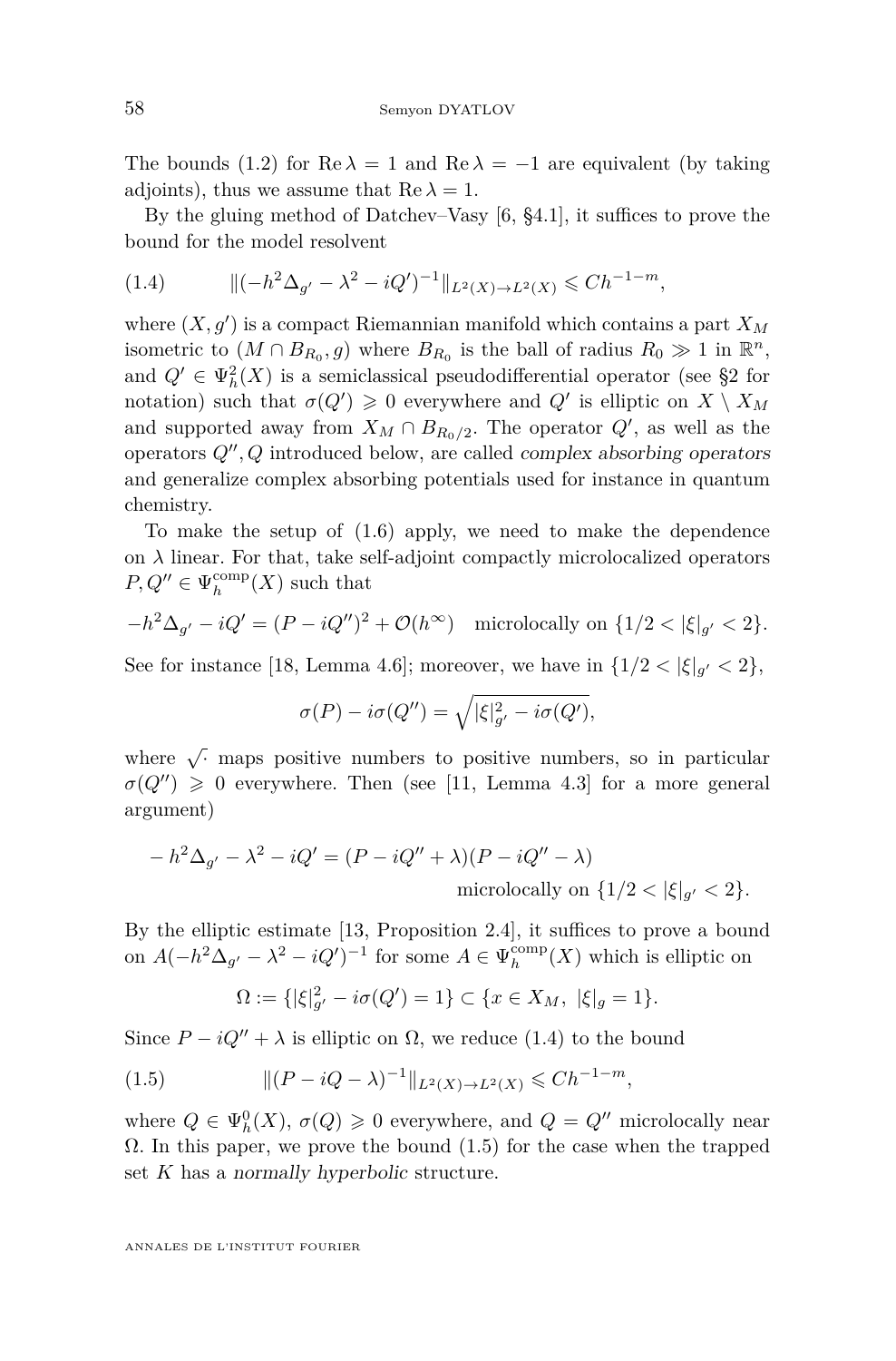The bounds (1.2) for $\operatorname{Re}\lambda = 1$ and $\operatorname{Re}\lambda = -1$ are equivalent (by taking adjoints), thus we assume that $\operatorname{Re}\lambda = 1$.

By the gluing method of Datchev–Vasy [6, §4.1], it suffices to prove the bound for the model resolvent

$$\|(-h^2\Delta_{g'} - \lambda^2 - iQ')^{-1}\|_{L^2(X)\to L^2(X)} \leqslant Ch^{-1-m}, \tag{1.4}$$

where $(X, g')$ is a compact Riemannian manifold which contains a part $X_M$ isometric to $(M \cap B_{R_0}, g)$ where $B_{R_0}$ is the ball of radius $R_0 \gg 1$ in $\mathbb{R}^n$, and $Q' \in \Psi_h^2(X)$ is a semiclassical pseudodifferential operator (see §2 for notation) such that $\sigma(Q') \geqslant 0$ everywhere and $Q'$ is elliptic on $X \setminus X_M$ and supported away from $X_M \cap B_{R_0/2}$. The operator $Q'$, as well as the operators $Q'', Q$ introduced below, are called *complex absorbing operators* and generalize complex absorbing potentials used for instance in quantum chemistry.

To make the setup of (1.6) apply, we need to make the dependence on $\lambda$ linear. For that, take self-adjoint compactly microlocalized operators $P, Q'' \in \Psi_h^{\mathrm{comp}}(X)$ such that

$$-h^2\Delta_{g'} - iQ' = (P - iQ'')^2 + \mathcal{O}(h^\infty) \quad \text{microlocally on } \{1/2 < |\xi|_{g'} < 2\}.$$

See for instance [18, Lemma 4.6]; moreover, we have in $\{1/2 < |\xi|_{g'} < 2\}$,

$$\sigma(P) - i\sigma(Q'') = \sqrt{|\xi|_{g'}^2 - i\sigma(Q')},$$

where $\sqrt{\cdot}$ maps positive numbers to positive numbers, so in particular $\sigma(Q'') \geqslant 0$ everywhere. Then (see [11, Lemma 4.3] for a more general argument)

$$\begin{aligned} -h^2\Delta_{g'} - \lambda^2 - iQ' = (P - iQ'' + \lambda)&(P - iQ'' - \lambda) \\ &\text{microlocally on } \{1/2 < |\xi|_{g'} < 2\}. \end{aligned}$$

By the elliptic estimate [13, Proposition 2.4], it suffices to prove a bound on $A(-h^2\Delta_{g'} - \lambda^2 - iQ')^{-1}$ for some $A \in \Psi_h^{\mathrm{comp}}(X)$ which is elliptic on

$$\Omega := \{|\xi|_{g'}^2 - i\sigma(Q') = 1\} \subset \{x \in X_M,\ |\xi|_g = 1\}.$$

Since $P - iQ'' + \lambda$ is elliptic on $\Omega$, we reduce (1.4) to the bound

$$\|(P - iQ - \lambda)^{-1}\|_{L^2(X)\to L^2(X)} \leqslant Ch^{-1-m}, \tag{1.5}$$

where $Q \in \Psi_h^0(X)$, $\sigma(Q) \geqslant 0$ everywhere, and $Q = Q''$ microlocally near $\Omega$. In this paper, we prove the bound (1.5) for the case when the trapped set $K$ has a *normally hyperbolic* structure.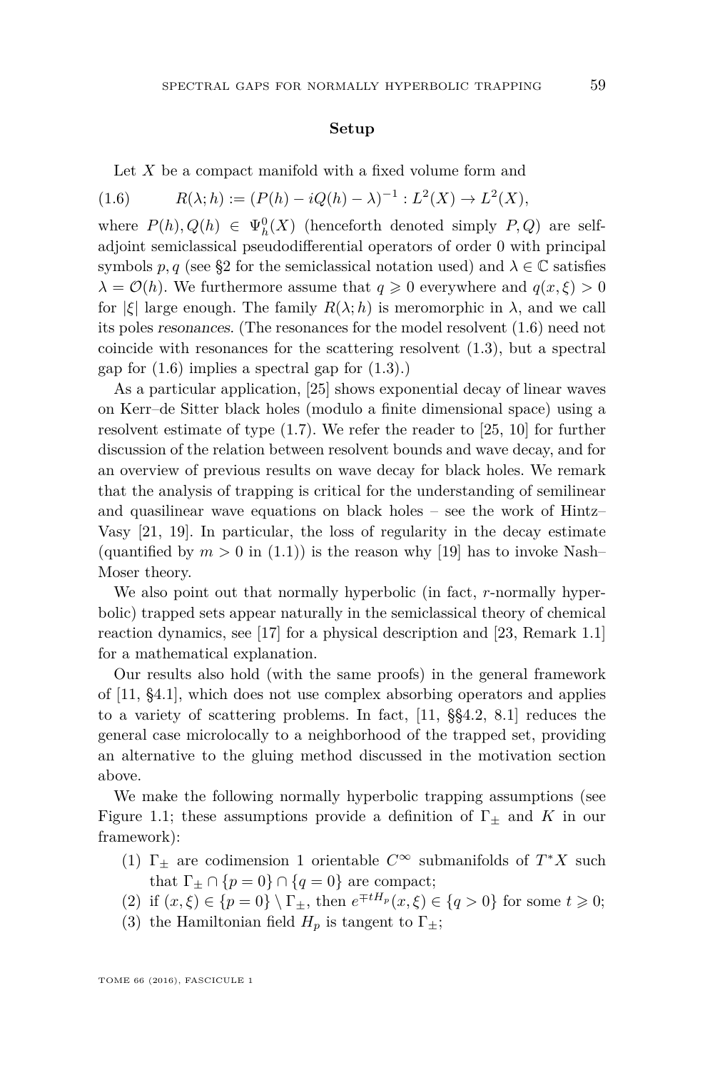### Setup

Let $X$ be a compact manifold with a fixed volume form and

$$R(\lambda; h) := (P(h) - iQ(h) - \lambda)^{-1} : L^2(X) \to L^2(X), \tag{1.6}$$

where $P(h), Q(h) \in \Psi_h^0(X)$ (henceforth denoted simply $P, Q$) are self-adjoint semiclassical pseudodifferential operators of order 0 with principal symbols $p, q$ (see §2 for the semiclassical notation used) and $\lambda \in \mathbb{C}$ satisfies $\lambda = \mathcal{O}(h)$. We furthermore assume that $q \geqslant 0$ everywhere and $q(x, \xi) > 0$ for $|\xi|$ large enough. The family $R(\lambda; h)$ is meromorphic in $\lambda$, and we call its poles *resonances*. (The resonances for the model resolvent (1.6) need not coincide with resonances for the scattering resolvent (1.3), but a spectral gap for (1.6) implies a spectral gap for (1.3).)

As a particular application, [25] shows exponential decay of linear waves on Kerr–de Sitter black holes (modulo a finite dimensional space) using a resolvent estimate of type (1.7). We refer the reader to [25, 10] for further discussion of the relation between resolvent bounds and wave decay, and for an overview of previous results on wave decay for black holes. We remark that the analysis of trapping is critical for the understanding of semilinear and quasilinear wave equations on black holes – see the work of Hintz–Vasy [21, 19]. In particular, the loss of regularity in the decay estimate (quantified by $m > 0$ in (1.1)) is the reason why [19] has to invoke Nash–Moser theory.

We also point out that normally hyperbolic (in fact, $r$-normally hyperbolic) trapped sets appear naturally in the semiclassical theory of chemical reaction dynamics, see [17] for a physical description and [23, Remark 1.1] for a mathematical explanation.

Our results also hold (with the same proofs) in the general framework of [11, §4.1], which does not use complex absorbing operators and applies to a variety of scattering problems. In fact, [11, §§4.2, 8.1] reduces the general case microlocally to a neighborhood of the trapped set, providing an alternative to the gluing method discussed in the motivation section above.

We make the following normally hyperbolic trapping assumptions (see Figure 1.1; these assumptions provide a definition of $\Gamma_\pm$ and $K$ in our framework):

(1) $\Gamma_\pm$ are codimension 1 orientable $C^\infty$ submanifolds of $T^*X$ such that $\Gamma_\pm \cap \{p = 0\} \cap \{q = 0\}$ are compact;

(2) if $(x, \xi) \in \{p = 0\} \setminus \Gamma_\pm$, then $e^{\mp t H_p}(x, \xi) \in \{q > 0\}$ for some $t \geqslant 0$;

(3) the Hamiltonian field $H_p$ is tangent to $\Gamma_\pm$;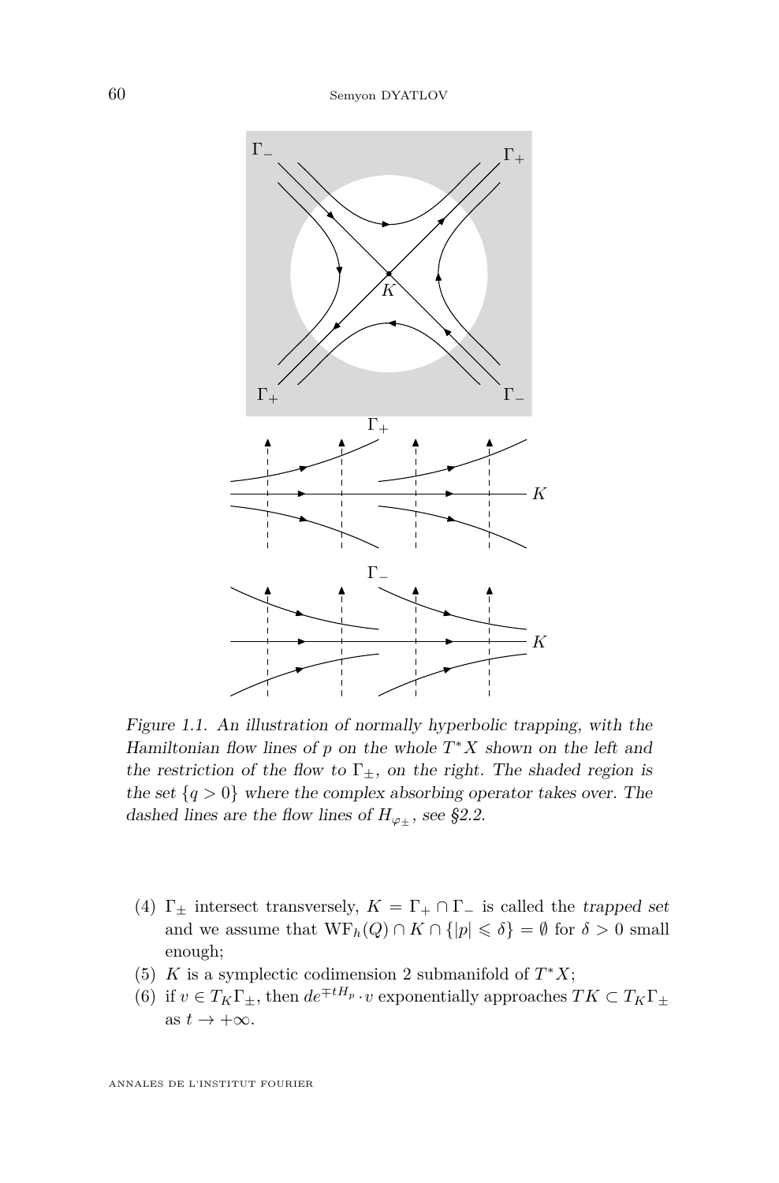Figure 1.1. An illustration of normally hyperbolic trapping, with the Hamiltonian flow lines of $p$ on the whole $T^*X$ shown on the left and the restriction of the flow to $\Gamma_\pm$, on the right. The shaded region is the set $\{q > 0\}$ where the complex absorbing operator takes over. The dashed lines are the flow lines of $H_{\varphi_\pm}$, see §2.2.

(4) $\Gamma_\pm$ intersect transversely, $K = \Gamma_+ \cap \Gamma_-$ is called the *trapped set* and we assume that $\mathrm{WF}_h(Q) \cap K \cap \{|p| \leqslant \delta\} = \emptyset$ for $\delta > 0$ small enough;

(5) $K$ is a symplectic codimension 2 submanifold of $T^*X$;

(6) if $v \in T_K\Gamma_\pm$, then $de^{\mp tH_p} \cdot v$ exponentially approaches $TK \subset T_K\Gamma_\pm$ as $t \to +\infty$.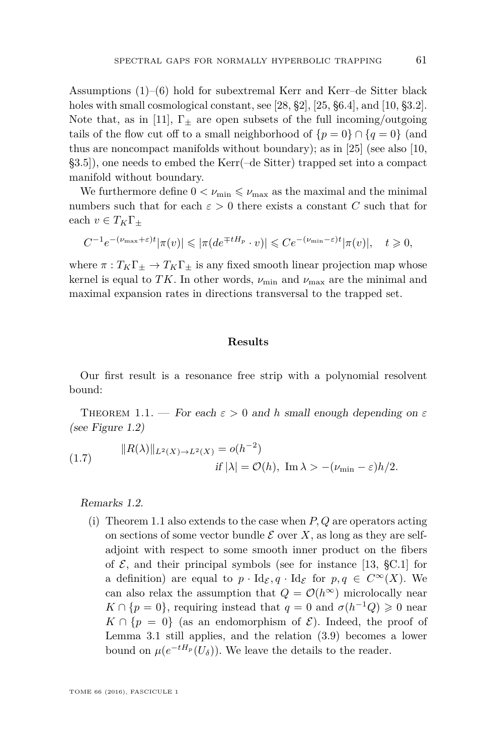Assumptions (1)–(6) hold for subextremal Kerr and Kerr–de Sitter black holes with small cosmological constant, see [28, §2], [25, §6.4], and [10, §3.2]. Note that, as in [11], $\Gamma_\pm$ are open subsets of the full incoming/outgoing tails of the flow cut off to a small neighborhood of $\{p=0\}\cap\{q=0\}$ (and thus are noncompact manifolds without boundary); as in [25] (see also [10, §3.5]), one needs to embed the Kerr(–de Sitter) trapped set into a compact manifold without boundary.

We furthermore define $0<\nu_{\min}\leqslant\nu_{\max}$ as the maximal and the minimal numbers such that for each $\varepsilon>0$ there exists a constant $C$ such that for each $v\in T_K\Gamma_\pm$

$$C^{-1}e^{-(\nu_{\max}+\varepsilon)t}|\pi(v)|\leqslant|\pi(de^{\mp tH_p}\cdot v)|\leqslant Ce^{-(\nu_{\min}-\varepsilon)t}|\pi(v)|,\quad t\geqslant 0,$$

where $\pi:T_K\Gamma_\pm\to T_K\Gamma_\pm$ is any fixed smooth linear projection map whose kernel is equal to $TK$. In other words, $\nu_{\min}$ and $\nu_{\max}$ are the minimal and maximal expansion rates in directions transversal to the trapped set.

### Results

Our first result is a resonance free strip with a polynomial resolvent bound:

Theorem 1.1. — *For each $\varepsilon>0$ and $h$ small enough depending on $\varepsilon$ (see Figure 1.2)*

$$\|R(\lambda)\|_{L^2(X)\to L^2(X)}=o(h^{-2}) \quad \text{if } |\lambda|=\mathcal{O}(h),\ \operatorname{Im}\lambda>-(\nu_{\min}-\varepsilon)h/2. \tag{1.7}$$

*Remarks 1.2.*

(i) Theorem 1.1 also extends to the case when $P,Q$ are operators acting on sections of some vector bundle $\mathcal{E}$ over $X$, as long as they are self-adjoint with respect to some smooth inner product on the fibers of $\mathcal{E}$, and their principal symbols (see for instance [13, §C.1] for a definition) are equal to $p\cdot\mathrm{Id}_{\mathcal{E}}, q\cdot\mathrm{Id}_{\mathcal{E}}$ for $p,q\in C^\infty(X)$. We can also relax the assumption that $Q=\mathcal{O}(h^\infty)$ microlocally near $K\cap\{p=0\}$, requiring instead that $q=0$ and $\sigma(h^{-1}Q)\geqslant 0$ near $K\cap\{p=0\}$ (as an endomorphism of $\mathcal{E}$). Indeed, the proof of Lemma 3.1 still applies, and the relation (3.9) becomes a lower bound on $\mu(e^{-tH_p}(U_\delta))$. We leave the details to the reader.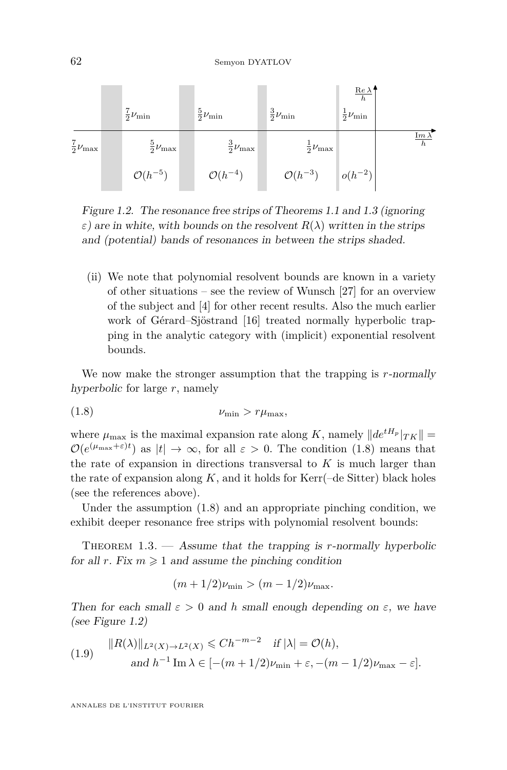Figure 1.2. The resonance free strips of Theorems 1.1 and 1.3 (ignoring $\varepsilon$) are in white, with bounds on the resolvent $R(\lambda)$ written in the strips and (potential) bands of resonances in between the strips shaded.

(ii) We note that polynomial resolvent bounds are known in a variety of other situations – see the review of Wunsch [27] for an overview of the subject and [4] for other recent results. Also the much earlier work of Gérard–Sjöstrand [16] treated normally hyperbolic trapping in the analytic category with (implicit) exponential resolvent bounds.

We now make the stronger assumption that the trapping is *r-normally hyperbolic* for large $r$, namely

$$\nu_{\min} > r\mu_{\max}, \tag{1.8}$$

where $\mu_{\max}$ is the maximal expansion rate along $K$, namely $\|de^{tH_p}|_{TK}\| = \mathcal{O}(e^{(\mu_{\max}+\varepsilon)t})$ as $|t| \to \infty$, for all $\varepsilon > 0$. The condition (1.8) means that the rate of expansion in directions transversal to $K$ is much larger than the rate of expansion along $K$, and it holds for Kerr(–de Sitter) black holes (see the references above).

Under the assumption (1.8) and an appropriate pinching condition, we exhibit deeper resonance free strips with polynomial resolvent bounds:

Theorem 1.3. — *Assume that the trapping is r-normally hyperbolic for all r. Fix $m \geqslant 1$ and assume the pinching condition*

$$(m + 1/2)\nu_{\min} > (m - 1/2)\nu_{\max}.$$

*Then for each small $\varepsilon > 0$ and $h$ small enough depending on $\varepsilon$, we have (see Figure 1.2)*

$$\begin{aligned} &\|R(\lambda)\|_{L^2(X)\to L^2(X)} \leqslant Ch^{-m-2} \quad \text{if } |\lambda| = \mathcal{O}(h), \\ &\quad \text{and } h^{-1}\operatorname{Im}\lambda \in [-(m+1/2)\nu_{\min} + \varepsilon, -(m-1/2)\nu_{\max} - \varepsilon]. \end{aligned} \tag{1.9}$$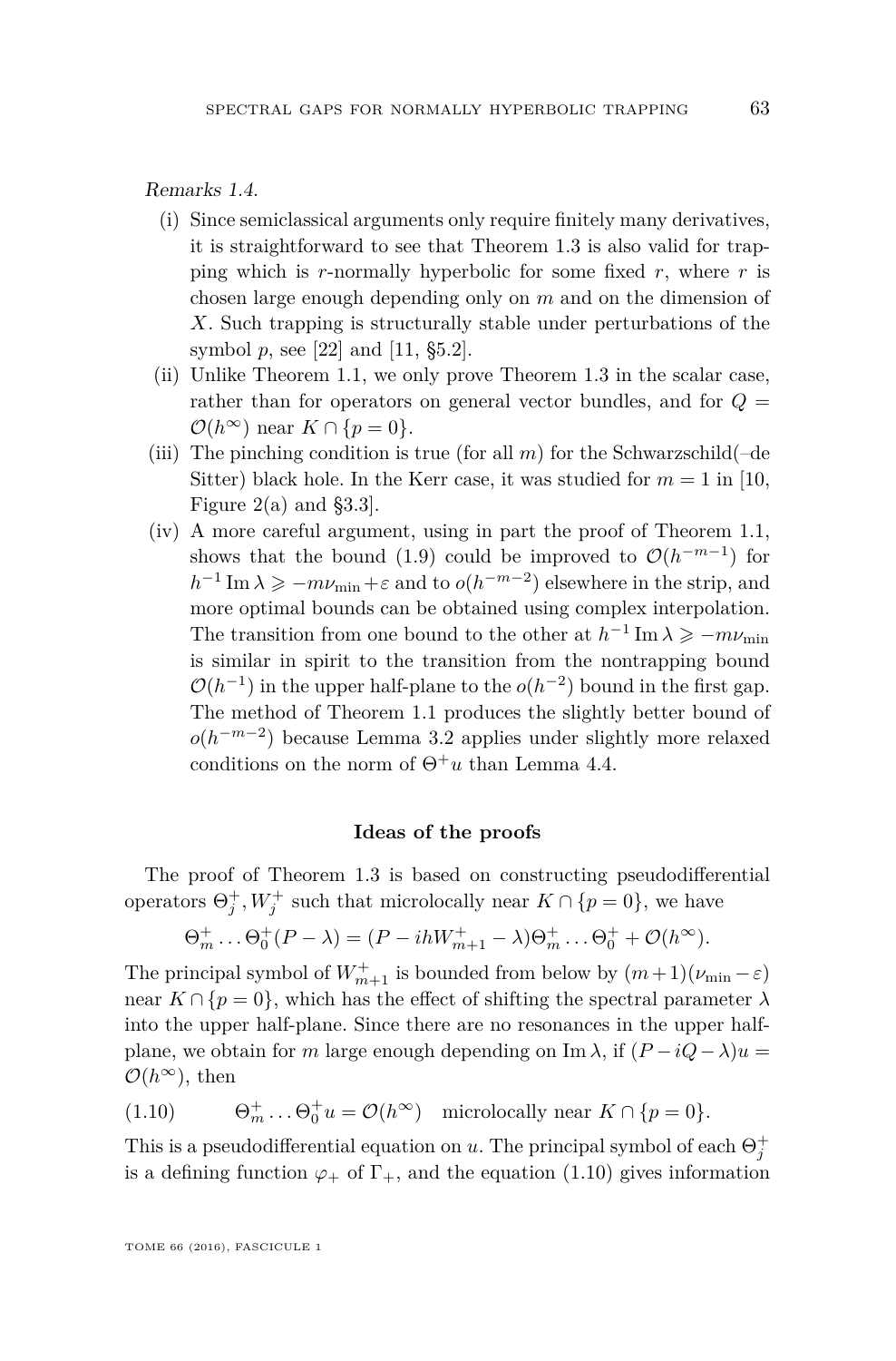*Remarks 1.4.*

(i) Since semiclassical arguments only require finitely many derivatives, it is straightforward to see that Theorem 1.3 is also valid for trapping which is $r$-normally hyperbolic for some fixed $r$, where $r$ is chosen large enough depending only on $m$ and on the dimension of $X$. Such trapping is structurally stable under perturbations of the symbol $p$, see [22] and [11, §5.2].

(ii) Unlike Theorem 1.1, we only prove Theorem 1.3 in the scalar case, rather than for operators on general vector bundles, and for $Q = \mathcal{O}(h^\infty)$ near $K \cap \{p = 0\}$.

(iii) The pinching condition is true (for all $m$) for the Schwarzschild(–de Sitter) black hole. In the Kerr case, it was studied for $m = 1$ in [10, Figure 2(a) and §3.3].

(iv) A more careful argument, using in part the proof of Theorem 1.1, shows that the bound (1.9) could be improved to $\mathcal{O}(h^{-m-1})$ for $h^{-1}\operatorname{Im}\lambda \geqslant -m\nu_{\min}+\varepsilon$ and to $o(h^{-m-2})$ elsewhere in the strip, and more optimal bounds can be obtained using complex interpolation. The transition from one bound to the other at $h^{-1}\operatorname{Im}\lambda \geqslant -m\nu_{\min}$ is similar in spirit to the transition from the nontrapping bound $\mathcal{O}(h^{-1})$ in the upper half-plane to the $o(h^{-2})$ bound in the first gap. The method of Theorem 1.1 produces the slightly better bound of $o(h^{-m-2})$ because Lemma 3.2 applies under slightly more relaxed conditions on the norm of $\Theta^+ u$ than Lemma 4.4.

**Ideas of the proofs**

The proof of Theorem 1.3 is based on constructing pseudodifferential operators $\Theta_j^+, W_j^+$ such that microlocally near $K \cap \{p = 0\}$, we have

$$\Theta_m^+ \dots \Theta_0^+ (P - \lambda) = (P - ihW_{m+1}^+ - \lambda)\Theta_m^+ \dots \Theta_0^+ + \mathcal{O}(h^\infty).$$

The principal symbol of $W_{m+1}^+$ is bounded from below by $(m+1)(\nu_{\min} - \varepsilon)$ near $K \cap \{p = 0\}$, which has the effect of shifting the spectral parameter $\lambda$ into the upper half-plane. Since there are no resonances in the upper half-plane, we obtain for $m$ large enough depending on $\operatorname{Im}\lambda$, if $(P - iQ - \lambda)u = \mathcal{O}(h^\infty)$, then

$$\Theta_m^+ \dots \Theta_0^+ u = \mathcal{O}(h^\infty) \quad \text{microlocally near } K \cap \{p = 0\}. \tag{1.10}$$

This is a pseudodifferential equation on $u$. The principal symbol of each $\Theta_j^+$ is a defining function $\varphi_+$ of $\Gamma_+$, and the equation (1.10) gives information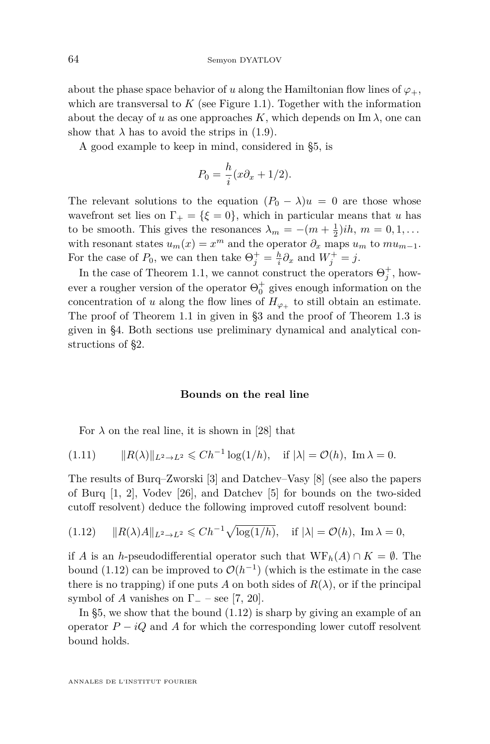about the phase space behavior of $u$ along the Hamiltonian flow lines of $\varphi_+$, which are transversal to $K$ (see Figure 1.1). Together with the information about the decay of $u$ as one approaches $K$, which depends on $\operatorname{Im}\lambda$, one can show that $\lambda$ has to avoid the strips in (1.9).

A good example to keep in mind, considered in §5, is

$$P_0 = \frac{h}{i}(x\partial_x + 1/2).$$

The relevant solutions to the equation $(P_0 - \lambda)u = 0$ are those whose wavefront set lies on $\Gamma_+ = \{\xi = 0\}$, which in particular means that $u$ has to be smooth. This gives the resonances $\lambda_m = -(m + \frac{1}{2})ih$, $m = 0, 1, \dots$ with resonant states $u_m(x) = x^m$ and the operator $\partial_x$ maps $u_m$ to $mu_{m-1}$. For the case of $P_0$, we can then take $\Theta_j^+ = \frac{h}{i}\partial_x$ and $W_j^+ = j$.

In the case of Theorem 1.1, we cannot construct the operators $\Theta_j^+$, however a rougher version of the operator $\Theta_0^+$ gives enough information on the concentration of $u$ along the flow lines of $H_{\varphi_+}$ to still obtain an estimate. The proof of Theorem 1.1 in given in §3 and the proof of Theorem 1.3 is given in §4. Both sections use preliminary dynamical and analytical constructions of §2.

### Bounds on the real line

For $\lambda$ on the real line, it is shown in [28] that

$$\|R(\lambda)\|_{L^2\to L^2} \leqslant Ch^{-1}\log(1/h), \quad \text{if } |\lambda| = \mathcal{O}(h),\ \operatorname{Im}\lambda = 0. \tag{1.11}$$

The results of Burq–Zworski [3] and Datchev–Vasy [8] (see also the papers of Burq [1, 2], Vodev [26], and Datchev [5] for bounds on the two-sided cutoff resolvent) deduce the following improved cutoff resolvent bound:

$$\|R(\lambda)A\|_{L^2\to L^2} \leqslant Ch^{-1}\sqrt{\log(1/h)}, \quad \text{if } |\lambda| = \mathcal{O}(h),\ \operatorname{Im}\lambda = 0, \tag{1.12}$$

if $A$ is an $h$-pseudodifferential operator such that $\operatorname{WF}_h(A)\cap K = \emptyset$. The bound (1.12) can be improved to $\mathcal{O}(h^{-1})$ (which is the estimate in the case there is no trapping) if one puts $A$ on both sides of $R(\lambda)$, or if the principal symbol of $A$ vanishes on $\Gamma_-$ – see [7, 20].

In §5, we show that the bound (1.12) is sharp by giving an example of an operator $P - iQ$ and $A$ for which the corresponding lower cutoff resolvent bound holds.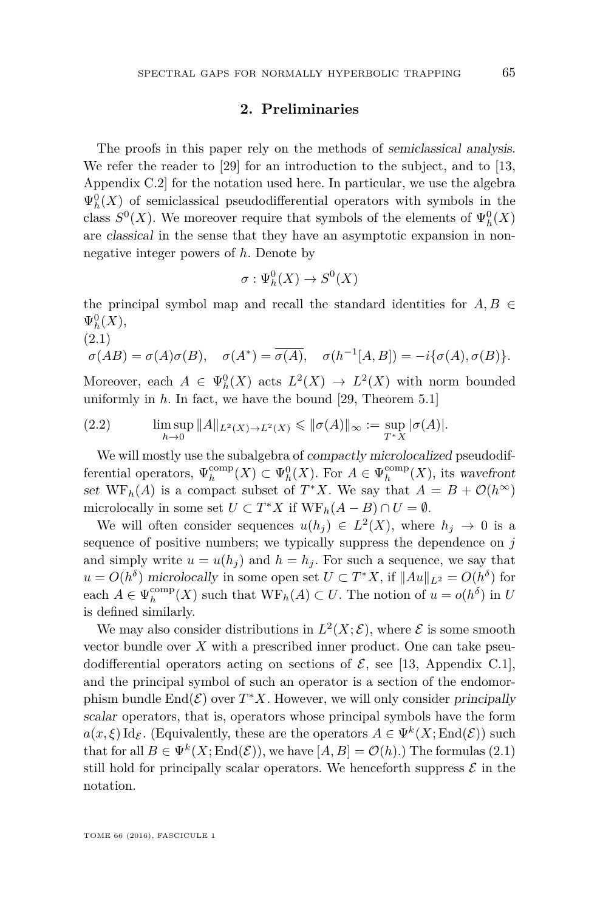## 2. Preliminaries

The proofs in this paper rely on the methods of *semiclassical analysis*. We refer the reader to [29] for an introduction to the subject, and to [13, Appendix C.2] for the notation used here. In particular, we use the algebra $\Psi_h^0(X)$ of semiclassical pseudodifferential operators with symbols in the class $S^0(X)$. We moreover require that symbols of the elements of $\Psi_h^0(X)$ are *classical* in the sense that they have an asymptotic expansion in nonnegative integer powers of $h$. Denote by

$$\sigma : \Psi_h^0(X) \to S^0(X)$$

the principal symbol map and recall the standard identities for $A, B \in \Psi_h^0(X)$,

$$\sigma(AB) = \sigma(A)\sigma(B), \quad \sigma(A^*) = \overline{\sigma(A)}, \quad \sigma(h^{-1}[A,B]) = -i\{\sigma(A), \sigma(B)\}. \tag{2.1}$$

Moreover, each $A \in \Psi_h^0(X)$ acts $L^2(X) \to L^2(X)$ with norm bounded uniformly in $h$. In fact, we have the bound [29, Theorem 5.1]

$$\limsup_{h\to 0} \|A\|_{L^2(X)\to L^2(X)} \leqslant \|\sigma(A)\|_\infty := \sup_{T^*X} |\sigma(A)|. \tag{2.2}$$

We will mostly use the subalgebra of *compactly microlocalized* pseudodifferential operators, $\Psi_h^{\mathrm{comp}}(X) \subset \Psi_h^0(X)$. For $A \in \Psi_h^{\mathrm{comp}}(X)$, its *wavefront set* $\mathrm{WF}_h(A)$ is a compact subset of $T^*X$. We say that $A = B + \mathcal{O}(h^\infty)$ microlocally in some set $U \subset T^*X$ if $\mathrm{WF}_h(A - B) \cap U = \emptyset$.

We will often consider sequences $u(h_j) \in L^2(X)$, where $h_j \to 0$ is a sequence of positive numbers; we typically suppress the dependence on $j$ and simply write $u = u(h_j)$ and $h = h_j$. For such a sequence, we say that $u = O(h^\delta)$ *microlocally* in some open set $U \subset T^*X$, if $\|Au\|_{L^2} = O(h^\delta)$ for each $A \in \Psi_h^{\mathrm{comp}}(X)$ such that $\mathrm{WF}_h(A) \subset U$. The notion of $u = o(h^\delta)$ in $U$ is defined similarly.

We may also consider distributions in $L^2(X;\mathcal{E})$, where $\mathcal{E}$ is some smooth vector bundle over $X$ with a prescribed inner product. One can take pseudodifferential operators acting on sections of $\mathcal{E}$, see [13, Appendix C.1], and the principal symbol of such an operator is a section of the endomorphism bundle $\mathrm{End}(\mathcal{E})$ over $T^*X$. However, we will only consider *principally scalar* operators, that is, operators whose principal symbols have the form $a(x,\xi)\,\mathrm{Id}_{\mathcal{E}}$. (Equivalently, these are the operators $A \in \Psi^k(X; \mathrm{End}(\mathcal{E}))$ such that for all $B \in \Psi^k(X; \mathrm{End}(\mathcal{E}))$, we have $[A, B] = \mathcal{O}(h)$.) The formulas (2.1) still hold for principally scalar operators. We henceforth suppress $\mathcal{E}$ in the notation.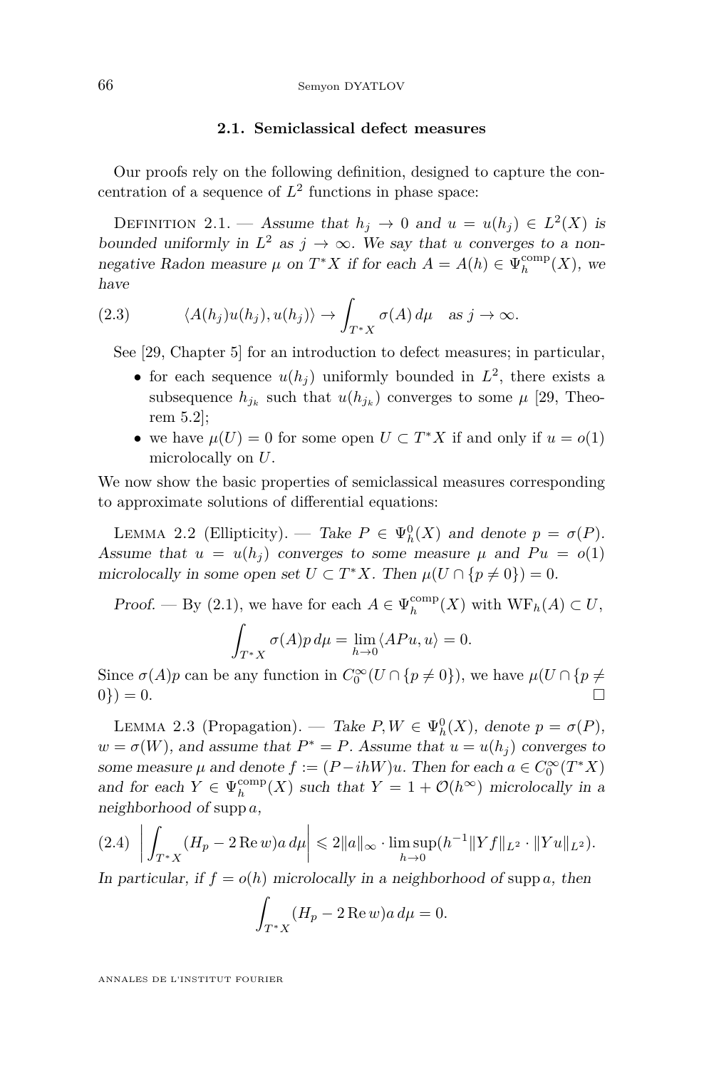### 2.1. Semiclassical defect measures

Our proofs rely on the following definition, designed to capture the concentration of a sequence of $L^2$ functions in phase space:

Definition 2.1. — *Assume that $h_j \to 0$ and $u = u(h_j) \in L^2(X)$ is bounded uniformly in $L^2$ as $j \to \infty$. We say that $u$ converges to a nonnegative Radon measure $\mu$ on $T^*X$ if for each $A = A(h) \in \Psi_h^{\mathrm{comp}}(X)$, we have*

$$\langle A(h_j)u(h_j), u(h_j)\rangle \to \int_{T^*X} \sigma(A)\, d\mu \quad \text{as } j \to \infty. \tag{2.3}$$

See [29, Chapter 5] for an introduction to defect measures; in particular,

- for each sequence $u(h_j)$ uniformly bounded in $L^2$, there exists a subsequence $h_{j_k}$ such that $u(h_{j_k})$ converges to some $\mu$ [29, Theorem 5.2];
- we have $\mu(U) = 0$ for some open $U \subset T^*X$ if and only if $u = o(1)$ microlocally on $U$.

We now show the basic properties of semiclassical measures corresponding to approximate solutions of differential equations:

Lemma 2.2 (Ellipticity). — *Take $P \in \Psi_h^0(X)$ and denote $p = \sigma(P)$. Assume that $u = u(h_j)$ converges to some measure $\mu$ and $Pu = o(1)$ microlocally in some open set $U \subset T^*X$. Then $\mu(U \cap \{p \neq 0\}) = 0$.*

*Proof.* — By (2.1), we have for each $A \in \Psi_h^{\mathrm{comp}}(X)$ with $\mathrm{WF}_h(A) \subset U$,

$$\int_{T^*X} \sigma(A)p\, d\mu = \lim_{h\to 0} \langle APu, u\rangle = 0.$$

Since $\sigma(A)p$ can be any function in $C_0^\infty(U \cap \{p \neq 0\})$, we have $\mu(U \cap \{p \neq 0\}) = 0$. □

Lemma 2.3 (Propagation). — *Take $P, W \in \Psi_h^0(X)$, denote $p = \sigma(P)$, $w = \sigma(W)$, and assume that $P^* = P$. Assume that $u = u(h_j)$ converges to some measure $\mu$ and denote $f := (P - ihW)u$. Then for each $a \in C_0^\infty(T^*X)$ and for each $Y \in \Psi_h^{\mathrm{comp}}(X)$ such that $Y = 1 + \mathcal{O}(h^\infty)$ microlocally in a neighborhood of $\operatorname{supp} a$,*

$$\left| \int_{T^*X} (H_p - 2\operatorname{Re} w) a\, d\mu \right| \leqslant 2\|a\|_\infty \cdot \limsup_{h\to 0} (h^{-1}\|Yf\|_{L^2} \cdot \|Yu\|_{L^2}). \tag{2.4}$$

*In particular, if $f = o(h)$ microlocally in a neighborhood of $\operatorname{supp} a$, then*

$$\int_{T^*X} (H_p - 2\operatorname{Re} w) a\, d\mu = 0.$$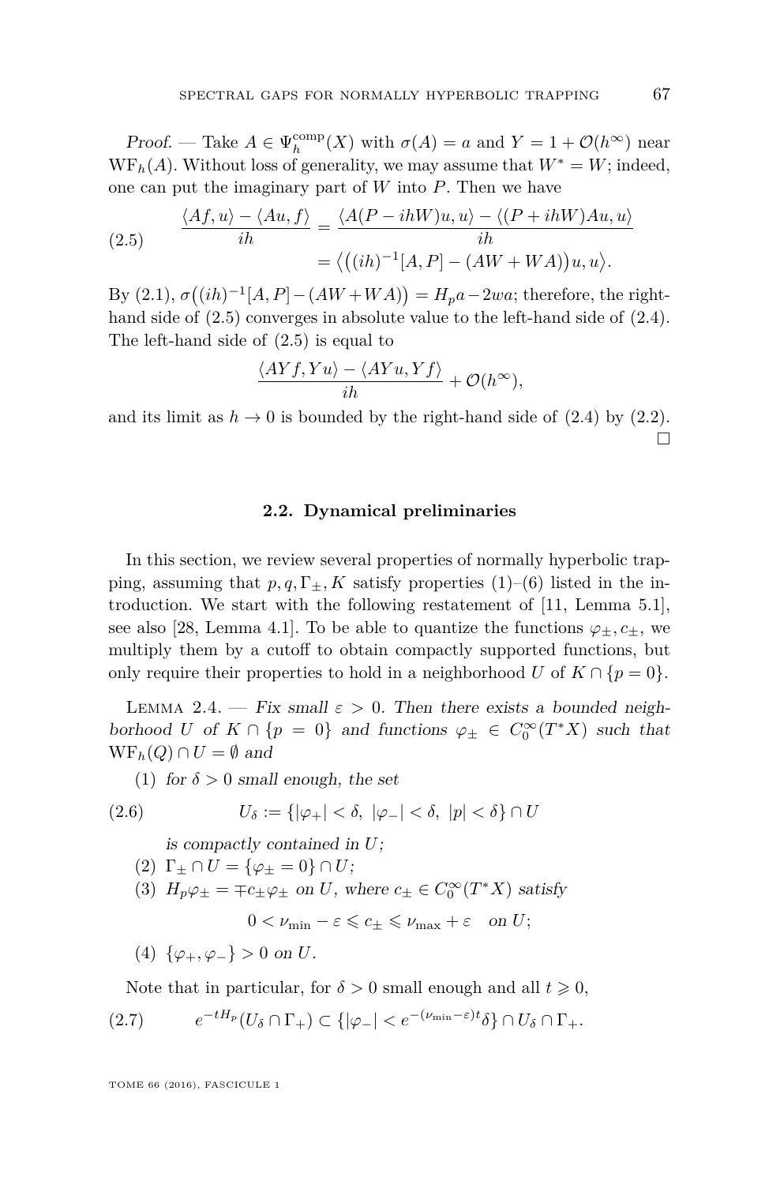*Proof.* — Take $A \in \Psi_h^{\mathrm{comp}}(X)$ with $\sigma(A) = a$ and $Y = 1 + \mathcal{O}(h^\infty)$ near $\mathrm{WF}_h(A)$. Without loss of generality, we may assume that $W^* = W$; indeed, one can put the imaginary part of $W$ into $P$. Then we have

$$
\begin{aligned}
\frac{\langle Af, u\rangle - \langle Au, f\rangle}{ih} &= \frac{\langle A(P - ihW)u, u\rangle - \langle (P + ihW)Au, u\rangle}{ih} \\
&= \big\langle \big((ih)^{-1}[A, P] - (AW + WA)\big)u, u\big\rangle.
\end{aligned}
\tag{2.5}
$$

By (2.1), $\sigma\big((ih)^{-1}[A, P] - (AW + WA)\big) = H_p a - 2wa$; therefore, the right-hand side of (2.5) converges in absolute value to the left-hand side of (2.4). The left-hand side of (2.5) is equal to

$$
\frac{\langle AYf, Yu\rangle - \langle AYu, Yf\rangle}{ih} + \mathcal{O}(h^\infty),
$$

and its limit as $h \to 0$ is bounded by the right-hand side of (2.4) by (2.2). $\square$

### 2.2. Dynamical preliminaries

In this section, we review several properties of normally hyperbolic trapping, assuming that $p, q, \Gamma_\pm, K$ satisfy properties (1)–(6) listed in the introduction. We start with the following restatement of [11, Lemma 5.1], see also [28, Lemma 4.1]. To be able to quantize the functions $\varphi_\pm, c_\pm$, we multiply them by a cutoff to obtain compactly supported functions, but only require their properties to hold in a neighborhood $U$ of $K \cap \{p = 0\}$.

Lemma 2.4. — *Fix small $\varepsilon > 0$. Then there exists a bounded neighborhood $U$ of $K \cap \{p = 0\}$ and functions $\varphi_\pm \in C_0^\infty(T^*X)$ such that $\mathrm{WF}_h(Q) \cap U = \emptyset$ and*

(1) *for $\delta > 0$ small enough, the set*

$$
U_\delta := \{|\varphi_+| < \delta,\ |\varphi_-| < \delta,\ |p| < \delta\} \cap U \tag{2.6}
$$

*is compactly contained in $U$;*

(2) *$\Gamma_\pm \cap U = \{\varphi_\pm = 0\} \cap U$;*

(3) *$H_p\varphi_\pm = \mp c_\pm \varphi_\pm$ on $U$, where $c_\pm \in C_0^\infty(T^*X)$ satisfy*

$$
0 < \nu_{\min} - \varepsilon \leqslant c_\pm \leqslant \nu_{\max} + \varepsilon \quad \text{on } U;
$$

(4) *$\{\varphi_+, \varphi_-\} > 0$ on $U$.*

Note that in particular, for $\delta > 0$ small enough and all $t \geqslant 0$,

$$
e^{-tH_p}(U_\delta \cap \Gamma_+) \subset \{|\varphi_-| < e^{-(\nu_{\min} - \varepsilon)t}\delta\} \cap U_\delta \cap \Gamma_+. \tag{2.7}
$$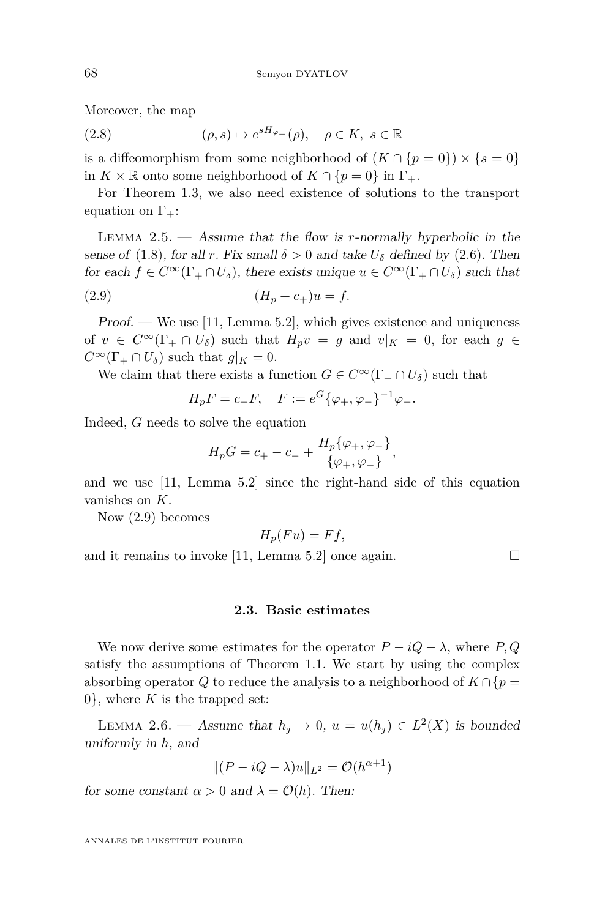Moreover, the map

$$(\rho, s) \mapsto e^{sH_{\varphi_+}}(\rho), \quad \rho \in K,\ s \in \mathbb{R} \tag{2.8}$$

is a diffeomorphism from some neighborhood of $(K \cap \{p = 0\}) \times \{s = 0\}$ in $K \times \mathbb{R}$ onto some neighborhood of $K \cap \{p = 0\}$ in $\Gamma_+$.

For Theorem 1.3, we also need existence of solutions to the transport equation on $\Gamma_+$:

Lemma 2.5. — *Assume that the flow is $r$-normally hyperbolic in the sense of* (1.8), *for all $r$. Fix small $\delta > 0$ and take $U_\delta$ defined by* (2.6). *Then for each $f \in C^\infty(\Gamma_+ \cap U_\delta)$, there exists unique $u \in C^\infty(\Gamma_+ \cap U_\delta)$ such that*

$$(H_p + c_+)u = f. \tag{2.9}$$

*Proof.* — We use [11, Lemma 5.2], which gives existence and uniqueness of $v \in C^\infty(\Gamma_+ \cap U_\delta)$ such that $H_p v = g$ and $v|_K = 0$, for each $g \in C^\infty(\Gamma_+ \cap U_\delta)$ such that $g|_K = 0$.

We claim that there exists a function $G \in C^\infty(\Gamma_+ \cap U_\delta)$ such that

$$H_p F = c_+ F, \quad F := e^G \{\varphi_+, \varphi_-\}^{-1} \varphi_-.$$

Indeed, $G$ needs to solve the equation

$$H_p G = c_+ - c_- + \frac{H_p\{\varphi_+, \varphi_-\}}{\{\varphi_+, \varphi_-\}},$$

and we use [11, Lemma 5.2] since the right-hand side of this equation vanishes on $K$.

Now (2.9) becomes

$$H_p(Fu) = Ff,$$

and it remains to invoke [11, Lemma 5.2] once again. $\square$

### 2.3. Basic estimates

We now derive some estimates for the operator $P - iQ - \lambda$, where $P, Q$ satisfy the assumptions of Theorem 1.1. We start by using the complex absorbing operator $Q$ to reduce the analysis to a neighborhood of $K \cap \{p = 0\}$, where $K$ is the trapped set:

Lemma 2.6. — *Assume that $h_j \to 0$, $u = u(h_j) \in L^2(X)$ is bounded uniformly in $h$, and*

$$\|(P - iQ - \lambda)u\|_{L^2} = \mathcal{O}(h^{\alpha+1})$$

*for some constant $\alpha > 0$ and $\lambda = \mathcal{O}(h)$. Then:*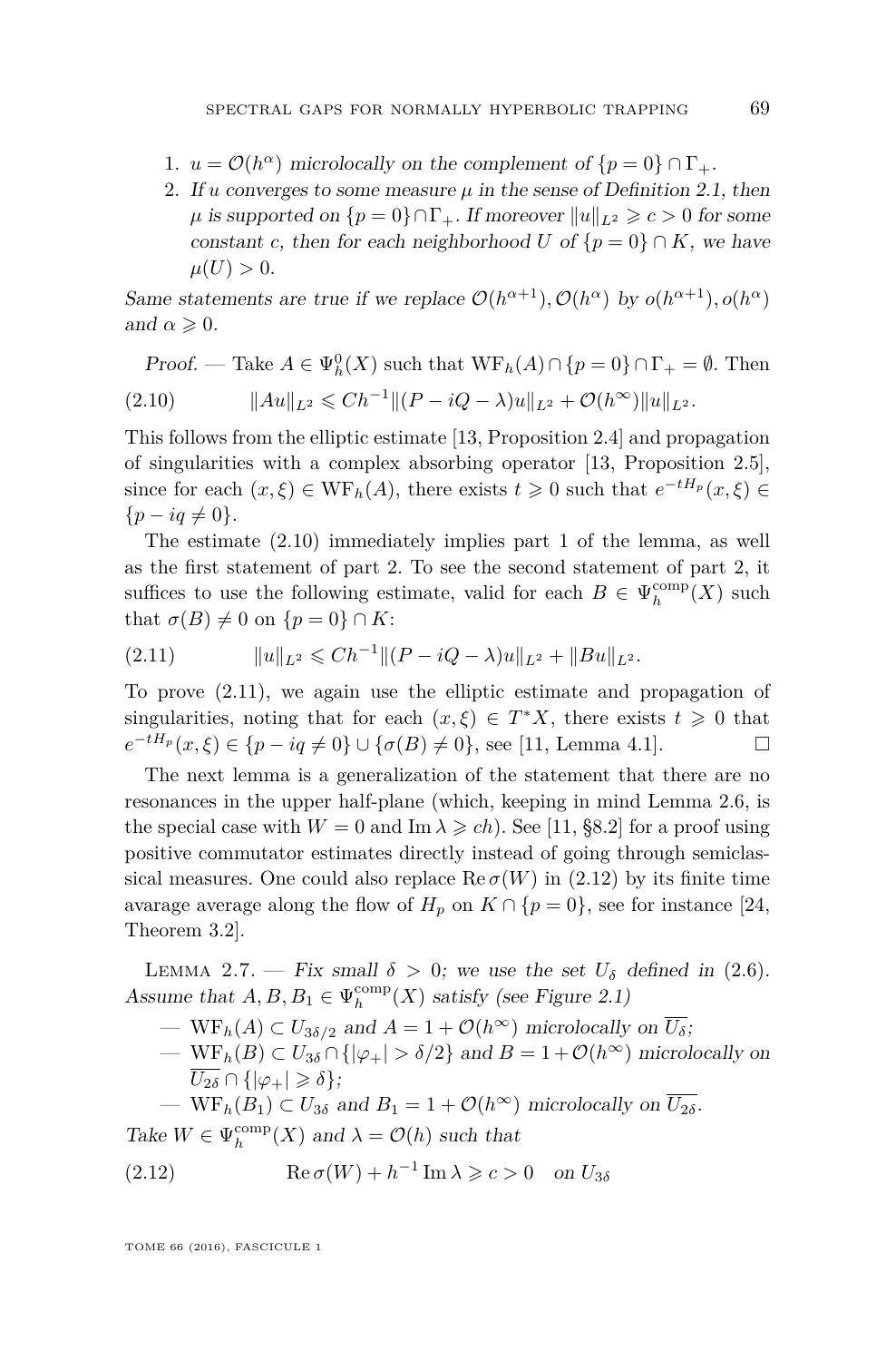1. $u = \mathcal{O}(h^\alpha)$ *microlocally on the complement of* $\{p = 0\} \cap \Gamma_+$.
2. *If* $u$ *converges to some measure* $\mu$ *in the sense of Definition 2.1, then* $\mu$ *is supported on* $\{p=0\}\cap\Gamma_+$. *If moreover* $\|u\|_{L^2} \geqslant c > 0$ *for some constant* $c$, *then for each neighborhood* $U$ *of* $\{p = 0\} \cap K$, *we have* $\mu(U) > 0$.

*Same statements are true if we replace* $\mathcal{O}(h^{\alpha+1}), \mathcal{O}(h^\alpha)$ *by* $o(h^{\alpha+1}), o(h^\alpha)$ *and* $\alpha \geqslant 0$.

*Proof.* — Take $A \in \Psi_h^0(X)$ such that $\mathrm{WF}_h(A) \cap \{p = 0\} \cap \Gamma_+ = \emptyset$. Then

$$\|Au\|_{L^2} \leqslant Ch^{-1}\|(P - iQ - \lambda)u\|_{L^2} + \mathcal{O}(h^\infty)\|u\|_{L^2}. \tag{2.10}$$

This follows from the elliptic estimate [13, Proposition 2.4] and propagation of singularities with a complex absorbing operator [13, Proposition 2.5], since for each $(x, \xi) \in \mathrm{WF}_h(A)$, there exists $t \geqslant 0$ such that $e^{-tH_p}(x, \xi) \in \{p - iq \neq 0\}$.

The estimate (2.10) immediately implies part 1 of the lemma, as well as the first statement of part 2. To see the second statement of part 2, it suffices to use the following estimate, valid for each $B \in \Psi_h^{\mathrm{comp}}(X)$ such that $\sigma(B) \neq 0$ on $\{p = 0\} \cap K$:

$$\|u\|_{L^2} \leqslant Ch^{-1}\|(P - iQ - \lambda)u\|_{L^2} + \|Bu\|_{L^2}. \tag{2.11}$$

To prove (2.11), we again use the elliptic estimate and propagation of singularities, noting that for each $(x, \xi) \in T^*X$, there exists $t \geqslant 0$ that $e^{-tH_p}(x, \xi) \in \{p - iq \neq 0\} \cup \{\sigma(B) \neq 0\}$, see [11, Lemma 4.1]. ☐

The next lemma is a generalization of the statement that there are no resonances in the upper half-plane (which, keeping in mind Lemma 2.6, is the special case with $W = 0$ and $\operatorname{Im}\lambda \geqslant ch$). See [11, §8.2] for a proof using positive commutator estimates directly instead of going through semiclassical measures. One could also replace $\operatorname{Re}\sigma(W)$ in (2.12) by its finite time avarage average along the flow of $H_p$ on $K \cap \{p = 0\}$, see for instance [24, Theorem 3.2].

Lemma 2.7. — *Fix small* $\delta > 0$; *we use the set* $U_\delta$ *defined in* (2.6). *Assume that* $A, B, B_1 \in \Psi_h^{\mathrm{comp}}(X)$ *satisfy (see Figure 2.1)*

- $\mathrm{WF}_h(A) \subset U_{3\delta/2}$ *and* $A = 1 + \mathcal{O}(h^\infty)$ *microlocally on* $\overline{U_\delta}$;
- $\mathrm{WF}_h(B) \subset U_{3\delta} \cap \{|\varphi_+| > \delta/2\}$ *and* $B = 1 + \mathcal{O}(h^\infty)$ *microlocally on* $\overline{U_{2\delta}} \cap \{|\varphi_+| \geqslant \delta\}$;
- $\mathrm{WF}_h(B_1) \subset U_{3\delta}$ *and* $B_1 = 1 + \mathcal{O}(h^\infty)$ *microlocally on* $\overline{U_{2\delta}}$.

*Take* $W \in \Psi_h^{\mathrm{comp}}(X)$ *and* $\lambda = \mathcal{O}(h)$ *such that*

$$\operatorname{Re}\sigma(W) + h^{-1}\operatorname{Im}\lambda \geqslant c > 0 \quad \textit{on } U_{3\delta} \tag{2.12}$$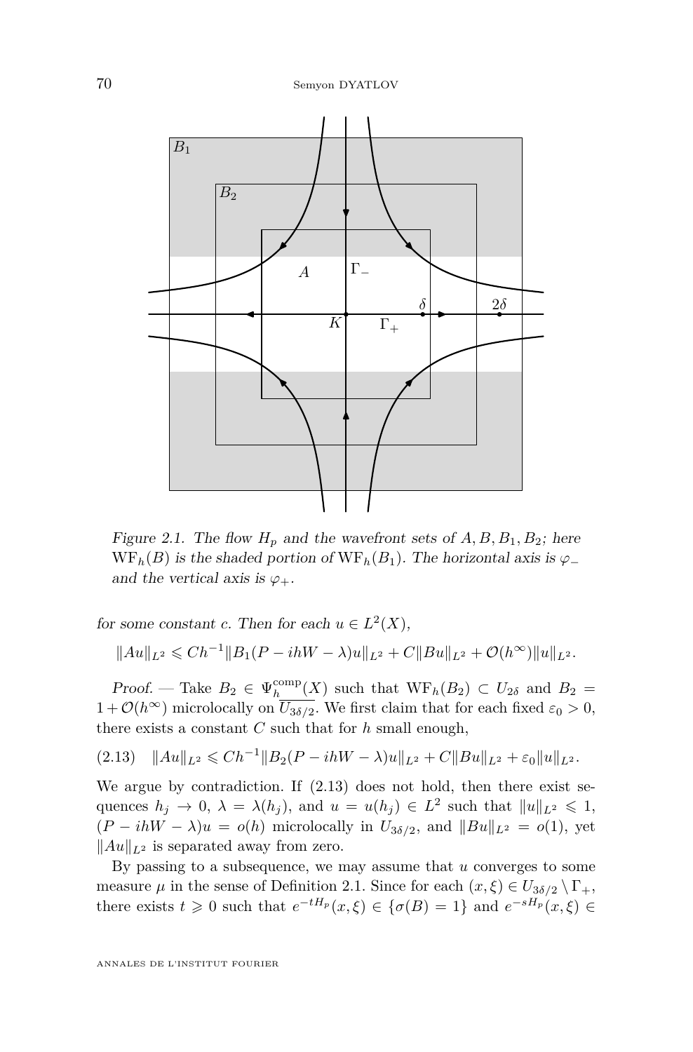*Figure 2.1. The flow $H_p$ and the wavefront sets of $A, B, B_1, B_2$; here $\mathrm{WF}_h(B)$ is the shaded portion of $\mathrm{WF}_h(B_1)$. The horizontal axis is $\varphi_-$ and the vertical axis is $\varphi_+$.*

for some constant $c$. Then for each $u \in L^2(X)$,

$$\|Au\|_{L^2} \leqslant Ch^{-1}\|B_1(P - ihW - \lambda)u\|_{L^2} + C\|Bu\|_{L^2} + \mathcal{O}(h^\infty)\|u\|_{L^2}.$$

*Proof.* — Take $B_2 \in \Psi_h^{\mathrm{comp}}(X)$ such that $\mathrm{WF}_h(B_2) \subset U_{2\delta}$ and $B_2 = 1 + \mathcal{O}(h^\infty)$ microlocally on $\overline{U_{3\delta/2}}$. We first claim that for each fixed $\varepsilon_0 > 0$, there exists a constant $C$ such that for $h$ small enough,

$$\|Au\|_{L^2} \leqslant Ch^{-1}\|B_2(P - ihW - \lambda)u\|_{L^2} + C\|Bu\|_{L^2} + \varepsilon_0\|u\|_{L^2}. \tag{2.13}$$

We argue by contradiction. If (2.13) does not hold, then there exist sequences $h_j \to 0$, $\lambda = \lambda(h_j)$, and $u = u(h_j) \in L^2$ such that $\|u\|_{L^2} \leqslant 1$, $(P - ihW - \lambda)u = o(h)$ microlocally in $U_{3\delta/2}$, and $\|Bu\|_{L^2} = o(1)$, yet $\|Au\|_{L^2}$ is separated away from zero.

By passing to a subsequence, we may assume that $u$ converges to some measure $\mu$ in the sense of Definition 2.1. Since for each $(x, \xi) \in U_{3\delta/2} \setminus \Gamma_+$, there exists $t \geqslant 0$ such that $e^{-tH_p}(x, \xi) \in \{\sigma(B) = 1\}$ and $e^{-sH_p}(x, \xi) \in$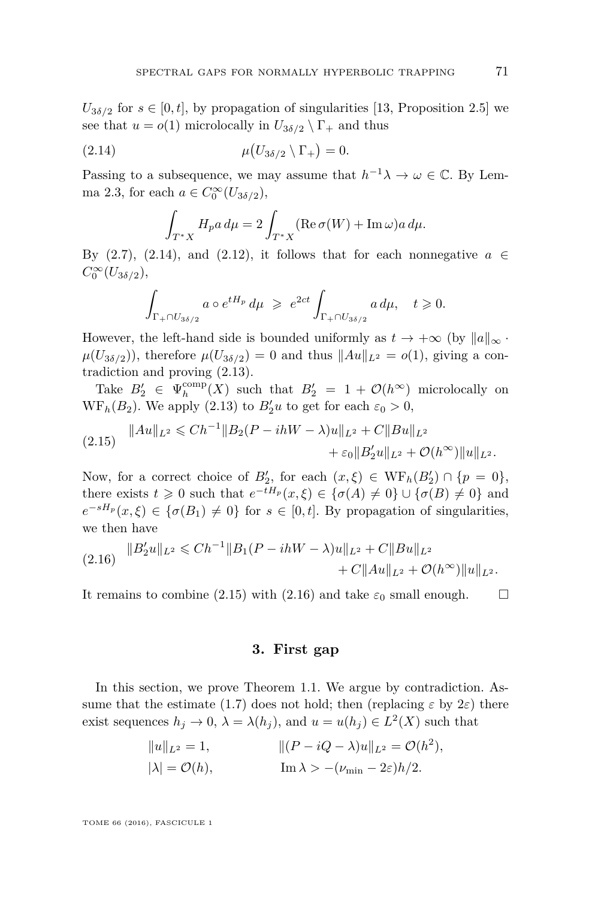$U_{3\delta/2}$ for $s \in [0,t]$, by propagation of singularities [13, Proposition 2.5] we see that $u = o(1)$ microlocally in $U_{3\delta/2} \setminus \Gamma_+$ and thus

$$\mu\big(U_{3\delta/2} \setminus \Gamma_+\big) = 0. \tag{2.14}$$

Passing to a subsequence, we may assume that $h^{-1}\lambda \to \omega \in \mathbb{C}$. By Lemma 2.3, for each $a \in C_0^\infty(U_{3\delta/2})$,

$$\int_{T^*X} H_p a \, d\mu = 2 \int_{T^*X} (\operatorname{Re} \sigma(W) + \operatorname{Im} \omega) a \, d\mu.$$

By (2.7), (2.14), and (2.12), it follows that for each nonnegative $a \in C_0^\infty(U_{3\delta/2})$,

$$\int_{\Gamma_+ \cap U_{3\delta/2}} a \circ e^{tH_p} \, d\mu \;\geqslant\; e^{2ct} \int_{\Gamma_+ \cap U_{3\delta/2}} a \, d\mu, \quad t \geqslant 0.$$

However, the left-hand side is bounded uniformly as $t \to +\infty$ (by $\|a\|_\infty \cdot \mu(U_{3\delta/2})$), therefore $\mu(U_{3\delta/2}) = 0$ and thus $\|Au\|_{L^2} = o(1)$, giving a contradiction and proving (2.13).

Take $B_2' \in \Psi_h^{\mathrm{comp}}(X)$ such that $B_2' = 1 + \mathcal{O}(h^\infty)$ microlocally on $\mathrm{WF}_h(B_2)$. We apply (2.13) to $B_2' u$ to get for each $\varepsilon_0 > 0$,

$$\begin{aligned} \|Au\|_{L^2} \leqslant Ch^{-1}\|B_2(P - ihW - \lambda)u\|_{L^2} + C\|Bu\|_{L^2} \\ + \varepsilon_0 \|B_2' u\|_{L^2} + \mathcal{O}(h^\infty)\|u\|_{L^2}. \end{aligned} \tag{2.15}$$

Now, for a correct choice of $B_2'$, for each $(x,\xi) \in \mathrm{WF}_h(B_2') \cap \{p = 0\}$, there exists $t \geqslant 0$ such that $e^{-tH_p}(x,\xi) \in \{\sigma(A) \neq 0\} \cup \{\sigma(B) \neq 0\}$ and $e^{-sH_p}(x,\xi) \in \{\sigma(B_1) \neq 0\}$ for $s \in [0,t]$. By propagation of singularities, we then have

$$\begin{aligned} \|B_2' u\|_{L^2} \leqslant Ch^{-1}\|B_1(P - ihW - \lambda)u\|_{L^2} + C\|Bu\|_{L^2} \\ + C\|Au\|_{L^2} + \mathcal{O}(h^\infty)\|u\|_{L^2}. \end{aligned} \tag{2.16}$$

It remains to combine (2.15) with (2.16) and take $\varepsilon_0$ small enough. $\square$

## 3. First gap

In this section, we prove Theorem 1.1. We argue by contradiction. Assume that the estimate (1.7) does not hold; then (replacing $\varepsilon$ by $2\varepsilon$) there exist sequences $h_j \to 0$, $\lambda = \lambda(h_j)$, and $u = u(h_j) \in L^2(X)$ such that

$$\begin{aligned} &\|u\|_{L^2} = 1, && \|(P - iQ - \lambda)u\|_{L^2} = \mathcal{O}(h^2), \\ &|\lambda| = \mathcal{O}(h), && \operatorname{Im} \lambda > -(\nu_{\min} - 2\varepsilon)h/2. \end{aligned}$$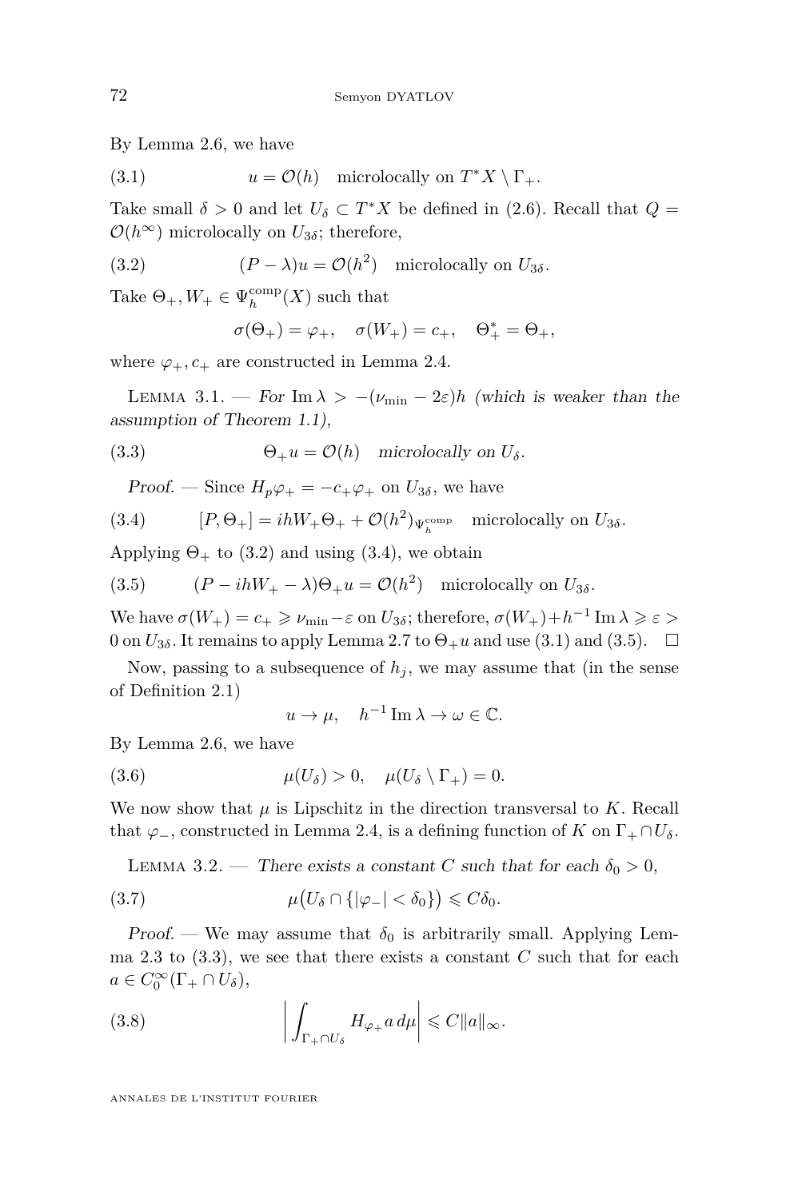By Lemma 2.6, we have

$$u = \mathcal{O}(h) \quad \text{microlocally on } T^*X \setminus \Gamma_+. \tag{3.1}$$

Take small $\delta > 0$ and let $U_\delta \subset T^*X$ be defined in (2.6). Recall that $Q = \mathcal{O}(h^\infty)$ microlocally on $U_{3\delta}$; therefore,

$$(P - \lambda)u = \mathcal{O}(h^2) \quad \text{microlocally on } U_{3\delta}. \tag{3.2}$$

Take $\Theta_+, W_+ \in \Psi_h^{\text{comp}}(X)$ such that

$$\sigma(\Theta_+) = \varphi_+, \quad \sigma(W_+) = c_+, \quad \Theta_+^* = \Theta_+,$$

where $\varphi_+, c_+$ are constructed in Lemma 2.4.

Lemma 3.1. — *For $\operatorname{Im}\lambda > -(\nu_{\min} - 2\varepsilon)h$ (which is weaker than the assumption of Theorem 1.1),*

$$\Theta_+ u = \mathcal{O}(h) \quad \textit{microlocally on } U_\delta. \tag{3.3}$$

*Proof.* — Since $H_p\varphi_+ = -c_+\varphi_+$ on $U_{3\delta}$, we have

$$[P, \Theta_+] = ihW_+\Theta_+ + \mathcal{O}(h^2)_{\Psi_h^{\text{comp}}} \quad \text{microlocally on } U_{3\delta}. \tag{3.4}$$

Applying $\Theta_+$ to (3.2) and using (3.4), we obtain

$$(P - ihW_+ - \lambda)\Theta_+ u = \mathcal{O}(h^2) \quad \text{microlocally on } U_{3\delta}. \tag{3.5}$$

We have $\sigma(W_+) = c_+ \geqslant \nu_{\min} - \varepsilon$ on $U_{3\delta}$; therefore, $\sigma(W_+) + h^{-1}\operatorname{Im}\lambda \geqslant \varepsilon > 0$ on $U_{3\delta}$. It remains to apply Lemma 2.7 to $\Theta_+ u$ and use (3.1) and (3.5). $\square$

Now, passing to a subsequence of $h_j$, we may assume that (in the sense of Definition 2.1)

$$u \to \mu, \quad h^{-1}\operatorname{Im}\lambda \to \omega \in \mathbb{C}.$$

By Lemma 2.6, we have

$$\mu(U_\delta) > 0, \quad \mu(U_\delta \setminus \Gamma_+) = 0. \tag{3.6}$$

We now show that $\mu$ is Lipschitz in the direction transversal to $K$. Recall that $\varphi_-$, constructed in Lemma 2.4, is a defining function of $K$ on $\Gamma_+ \cap U_\delta$.

Lemma 3.2. — *There exists a constant $C$ such that for each $\delta_0 > 0$,*

$$\mu\big(U_\delta \cap \{|\varphi_-| < \delta_0\}\big) \leqslant C\delta_0. \tag{3.7}$$

*Proof.* — We may assume that $\delta_0$ is arbitrarily small. Applying Lemma 2.3 to (3.3), we see that there exists a constant $C$ such that for each $a \in C_0^\infty(\Gamma_+ \cap U_\delta)$,

$$\left| \int_{\Gamma_+ \cap U_\delta} H_{\varphi_+} a \, d\mu \right| \leqslant C\|a\|_\infty. \tag{3.8}$$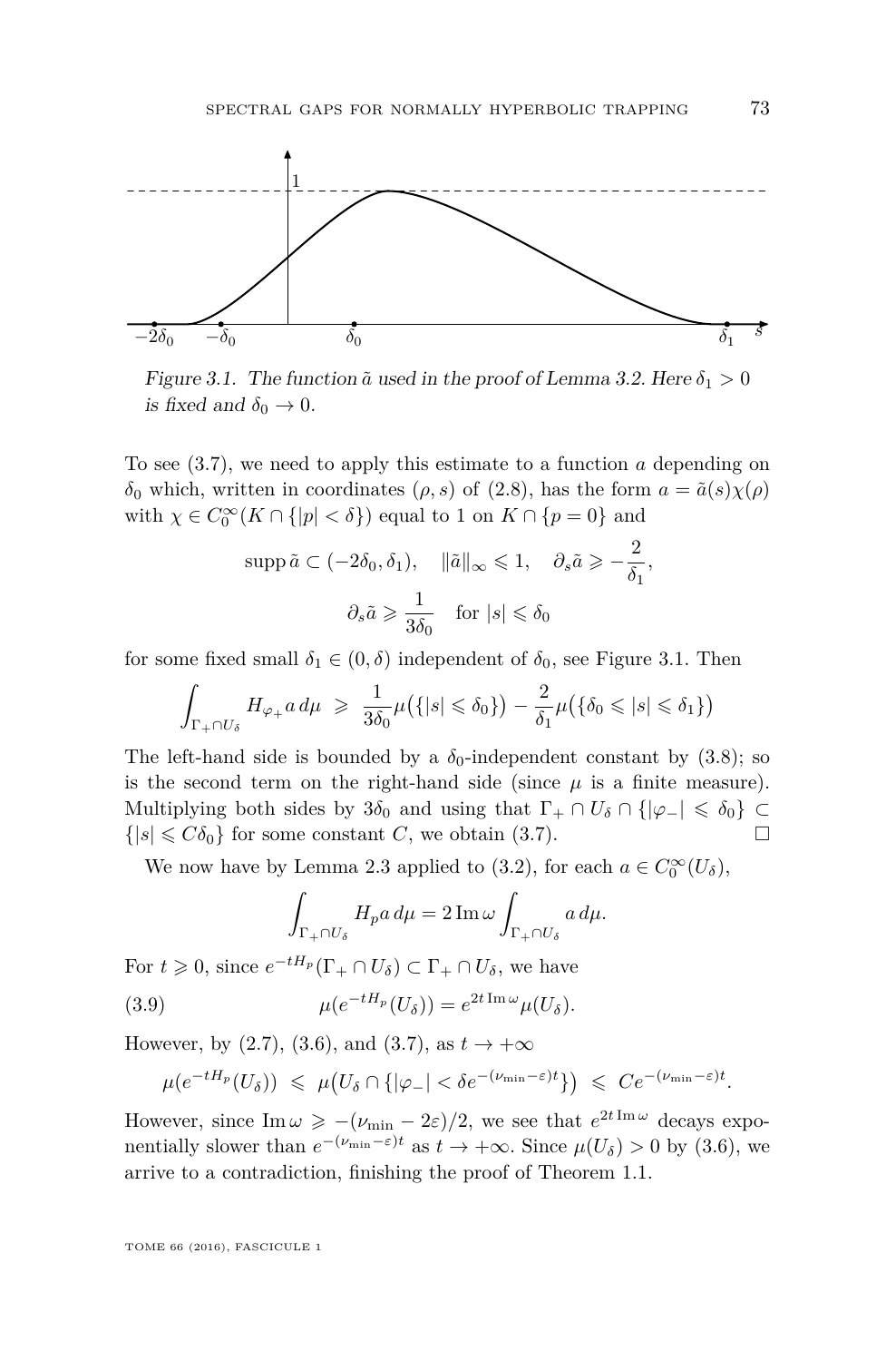Figure 3.1. The function $\tilde{a}$ used in the proof of Lemma 3.2. Here $\delta_1 > 0$ is fixed and $\delta_0 \to 0$.

To see (3.7), we need to apply this estimate to a function $a$ depending on $\delta_0$ which, written in coordinates $(\rho, s)$ of (2.8), has the form $a = \tilde{a}(s)\chi(\rho)$ with $\chi \in C_0^\infty(K \cap \{|p| < \delta\})$ equal to 1 on $K \cap \{p = 0\}$ and

$$\operatorname{supp} \tilde{a} \subset (-2\delta_0, \delta_1), \quad \|\tilde{a}\|_\infty \leqslant 1, \quad \partial_s \tilde{a} \geqslant -\frac{2}{\delta_1},$$

$$\partial_s \tilde{a} \geqslant \frac{1}{3\delta_0} \quad \text{for } |s| \leqslant \delta_0$$

for some fixed small $\delta_1 \in (0, \delta)$ independent of $\delta_0$, see Figure 3.1. Then

$$\int_{\Gamma_+ \cap U_\delta} H_{\varphi_+} a \, d\mu \;\geqslant\; \frac{1}{3\delta_0} \mu\big(\{|s| \leqslant \delta_0\}\big) - \frac{2}{\delta_1} \mu\big(\{\delta_0 \leqslant |s| \leqslant \delta_1\}\big)$$

The left-hand side is bounded by a $\delta_0$-independent constant by (3.8); so is the second term on the right-hand side (since $\mu$ is a finite measure). Multiplying both sides by $3\delta_0$ and using that $\Gamma_+ \cap U_\delta \cap \{|\varphi_-| \leqslant \delta_0\} \subset \{|s| \leqslant C\delta_0\}$ for some constant $C$, we obtain (3.7). $\square$

We now have by Lemma 2.3 applied to (3.2), for each $a \in C_0^\infty(U_\delta)$,

$$\int_{\Gamma_+ \cap U_\delta} H_p a \, d\mu = 2 \operatorname{Im} \omega \int_{\Gamma_+ \cap U_\delta} a \, d\mu.$$

For $t \geqslant 0$, since $e^{-tH_p}(\Gamma_+ \cap U_\delta) \subset \Gamma_+ \cap U_\delta$, we have

$$\mu(e^{-tH_p}(U_\delta)) = e^{2t \operatorname{Im} \omega} \mu(U_\delta). \tag{3.9}$$

However, by (2.7), (3.6), and (3.7), as $t \to +\infty$

$$\mu(e^{-tH_p}(U_\delta)) \;\leqslant\; \mu\big(U_\delta \cap \{|\varphi_-| < \delta e^{-(\nu_{\min} - \varepsilon)t}\}\big) \;\leqslant\; Ce^{-(\nu_{\min} - \varepsilon)t}.$$

However, since $\operatorname{Im} \omega \geqslant -(\nu_{\min} - 2\varepsilon)/2$, we see that $e^{2t \operatorname{Im} \omega}$ decays exponentially slower than $e^{-(\nu_{\min} - \varepsilon)t}$ as $t \to +\infty$. Since $\mu(U_\delta) > 0$ by (3.6), we arrive to a contradiction, finishing the proof of Theorem 1.1.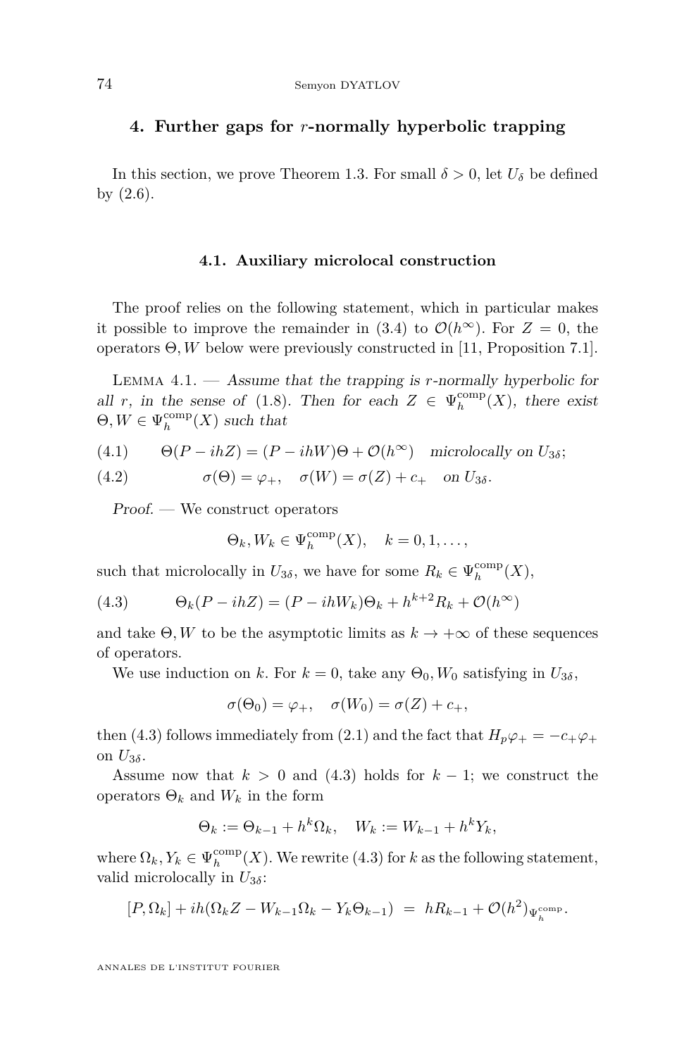## 4. Further gaps for $r$-normally hyperbolic trapping

In this section, we prove Theorem 1.3. For small $\delta > 0$, let $U_\delta$ be defined by (2.6).

### 4.1. Auxiliary microlocal construction

The proof relies on the following statement, which in particular makes it possible to improve the remainder in (3.4) to $\mathcal{O}(h^\infty)$. For $Z = 0$, the operators $\Theta, W$ below were previously constructed in [11, Proposition 7.1].

Lemma 4.1. — *Assume that the trapping is $r$-normally hyperbolic for all $r$, in the sense of (1.8). Then for each $Z \in \Psi_h^{\mathrm{comp}}(X)$, there exist $\Theta, W \in \Psi_h^{\mathrm{comp}}(X)$ such that*

$$\Theta(P - ihZ) = (P - ihW)\Theta + \mathcal{O}(h^\infty) \quad \text{microlocally on } U_{3\delta}; \tag{4.1}$$

$$\sigma(\Theta) = \varphi_+, \quad \sigma(W) = \sigma(Z) + c_+ \quad \text{on } U_{3\delta}. \tag{4.2}$$

*Proof.* — We construct operators

$$\Theta_k, W_k \in \Psi_h^{\mathrm{comp}}(X), \quad k = 0, 1, \dots,$$

such that microlocally in $U_{3\delta}$, we have for some $R_k \in \Psi_h^{\mathrm{comp}}(X)$,

$$\Theta_k(P - ihZ) = (P - ihW_k)\Theta_k + h^{k+2}R_k + \mathcal{O}(h^\infty) \tag{4.3}$$

and take $\Theta, W$ to be the asymptotic limits as $k \to +\infty$ of these sequences of operators.

We use induction on $k$. For $k = 0$, take any $\Theta_0, W_0$ satisfying in $U_{3\delta}$,

$$\sigma(\Theta_0) = \varphi_+, \quad \sigma(W_0) = \sigma(Z) + c_+,$$

then (4.3) follows immediately from (2.1) and the fact that $H_p\varphi_+ = -c_+\varphi_+$ on $U_{3\delta}$.

Assume now that $k > 0$ and (4.3) holds for $k - 1$; we construct the operators $\Theta_k$ and $W_k$ in the form

$$\Theta_k := \Theta_{k-1} + h^k\Omega_k, \quad W_k := W_{k-1} + h^k Y_k,$$

where $\Omega_k, Y_k \in \Psi_h^{\mathrm{comp}}(X)$. We rewrite (4.3) for $k$ as the following statement, valid microlocally in $U_{3\delta}$:

$$[P, \Omega_k] + ih(\Omega_k Z - W_{k-1}\Omega_k - Y_k\Theta_{k-1}) \ = \ hR_{k-1} + \mathcal{O}(h^2)_{\Psi_h^{\mathrm{comp}}}.$$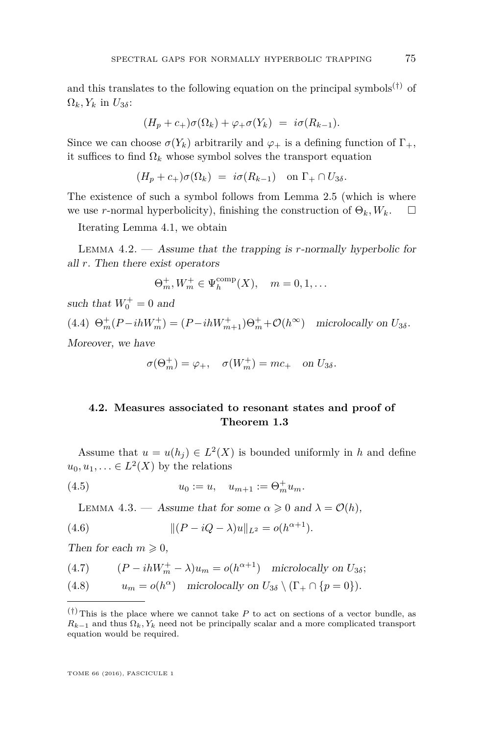and this translates to the following equation on the principal symbols[(†)] of $\Omega_k, Y_k$ in $U_{3\delta}$:

$$(H_p + c_+)\sigma(\Omega_k) + \varphi_+\sigma(Y_k) \ = \ i\sigma(R_{k-1}).$$

Since we can choose $\sigma(Y_k)$ arbitrarily and $\varphi_+$ is a defining function of $\Gamma_+$, it suffices to find $\Omega_k$ whose symbol solves the transport equation

$$(H_p + c_+)\sigma(\Omega_k) \ = \ i\sigma(R_{k-1}) \quad \text{on } \Gamma_+ \cap U_{3\delta}.$$

The existence of such a symbol follows from Lemma 2.5 (which is where we use $r$-normal hyperbolicity), finishing the construction of $\Theta_k, W_k$. □

Iterating Lemma 4.1, we obtain

Lemma 4.2. — *Assume that the trapping is $r$-normally hyperbolic for all $r$. Then there exist operators*

$$\Theta_m^+, W_m^+ \in \Psi_h^{\mathrm{comp}}(X), \quad m = 0, 1, \dots$$

*such that $W_0^+ = 0$ and*

$$\Theta_m^+(P - ihW_m^+) = (P - ihW_{m+1}^+)\Theta_m^+ + \mathcal{O}(h^\infty) \quad \textit{microlocally on } U_{3\delta}. \tag{4.4}$$

*Moreover, we have*

$$\sigma(\Theta_m^+) = \varphi_+, \quad \sigma(W_m^+) = mc_+ \quad \textit{on } U_{3\delta}.$$

## 4.2. Measures associated to resonant states and proof of Theorem 1.3

Assume that $u = u(h_j) \in L^2(X)$ is bounded uniformly in $h$ and define $u_0, u_1, \dots \in L^2(X)$ by the relations

$$u_0 := u, \quad u_{m+1} := \Theta_m^+ u_m. \tag{4.5}$$

Lemma 4.3. — *Assume that for some $\alpha \geqslant 0$ and $\lambda = \mathcal{O}(h)$,*

$$\|(P - iQ - \lambda)u\|_{L^2} = o(h^{\alpha+1}). \tag{4.6}$$

*Then for each $m \geqslant 0$,*

$$(P - ihW_m^+ - \lambda)u_m = o(h^{\alpha+1}) \quad \textit{microlocally on } U_{3\delta}; \tag{4.7}$$

$$u_m = o(h^\alpha) \quad \textit{microlocally on } U_{3\delta} \setminus (\Gamma_+ \cap \{p = 0\}). \tag{4.8}$$

---

[(†)] This is the place where we cannot take $P$ to act on sections of a vector bundle, as $R_{k-1}$ and thus $\Omega_k, Y_k$ need not be principally scalar and a more complicated transport equation would be required.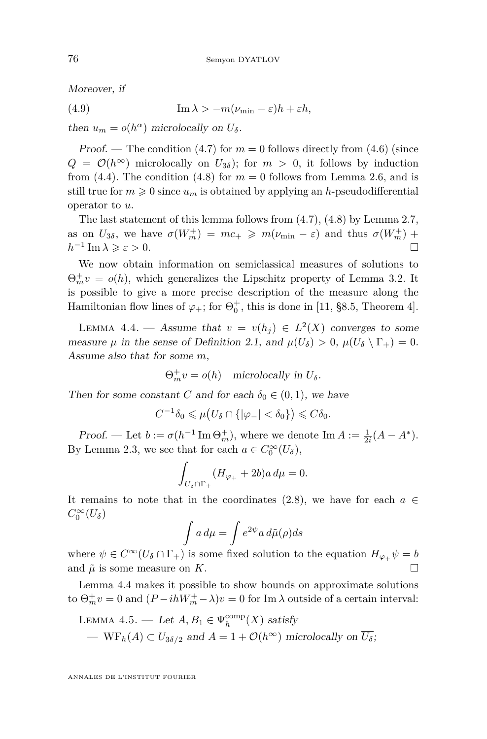*Moreover, if*

$$\operatorname{Im}\lambda > -m(\nu_{\min}-\varepsilon)h+\varepsilon h, \tag{4.9}$$

*then $u_m = o(h^\alpha)$ microlocally on $U_\delta$.*

*Proof.* — The condition (4.7) for $m=0$ follows directly from (4.6) (since $Q=\mathcal{O}(h^\infty)$ microlocally on $U_{3\delta}$); for $m>0$, it follows by induction from (4.4). The condition (4.8) for $m=0$ follows from Lemma 2.6, and is still true for $m\geqslant 0$ since $u_m$ is obtained by applying an $h$-pseudodifferential operator to $u$.

The last statement of this lemma follows from (4.7), (4.8) by Lemma 2.7, as on $U_{3\delta}$, we have $\sigma(W_m^+) = mc_+ \geqslant m(\nu_{\min}-\varepsilon)$ and thus $\sigma(W_m^+) + h^{-1}\operatorname{Im}\lambda \geqslant \varepsilon > 0$. □

We now obtain information on semiclassical measures of solutions to $\Theta_m^+ v = o(h)$, which generalizes the Lipschitz property of Lemma 3.2. It is possible to give a more precise description of the measure along the Hamiltonian flow lines of $\varphi_+$; for $\Theta_0^+$, this is done in [11, §8.5, Theorem 4].

Lemma 4.4. — *Assume that $v=v(h_j)\in L^2(X)$ converges to some measure $\mu$ in the sense of Definition 2.1, and $\mu(U_\delta)>0$, $\mu(U_\delta\setminus\Gamma_+)=0$. Assume also that for some $m$,*

$$\Theta_m^+ v = o(h) \quad \textit{microlocally in } U_\delta.$$

*Then for some constant $C$ and for each $\delta_0\in(0,1)$, we have*

$$C^{-1}\delta_0 \leqslant \mu\big(U_\delta\cap\{|\varphi_-|<\delta_0\}\big)\leqslant C\delta_0.$$

*Proof.* — Let $b := \sigma(h^{-1}\operatorname{Im}\Theta_m^+)$, where we denote $\operatorname{Im}A := \frac{1}{2i}(A-A^*)$. By Lemma 2.3, we see that for each $a\in C_0^\infty(U_\delta)$,

$$\int_{U_\delta\cap\Gamma_+}(H_{\varphi_+}+2b)a\,d\mu = 0.$$

It remains to note that in the coordinates (2.8), we have for each $a\in C_0^\infty(U_\delta)$

$$\int a\,d\mu = \int e^{2\psi}a\,d\tilde\mu(\rho)ds$$

where $\psi\in C^\infty(U_\delta\cap\Gamma_+)$ is some fixed solution to the equation $H_{\varphi_+}\psi=b$ and $\tilde\mu$ is some measure on $K$. □

Lemma 4.4 makes it possible to show bounds on approximate solutions to $\Theta_m^+ v=0$ and $(P-ihW_m^+-\lambda)v=0$ for $\operatorname{Im}\lambda$ outside of a certain interval:

Lemma 4.5. — *Let $A, B_1\in\Psi_h^{\mathrm{comp}}(X)$ satisfy*

— $\mathrm{WF}_h(A)\subset U_{3\delta/2}$ *and $A=1+\mathcal{O}(h^\infty)$ microlocally on $\overline{U_\delta}$;*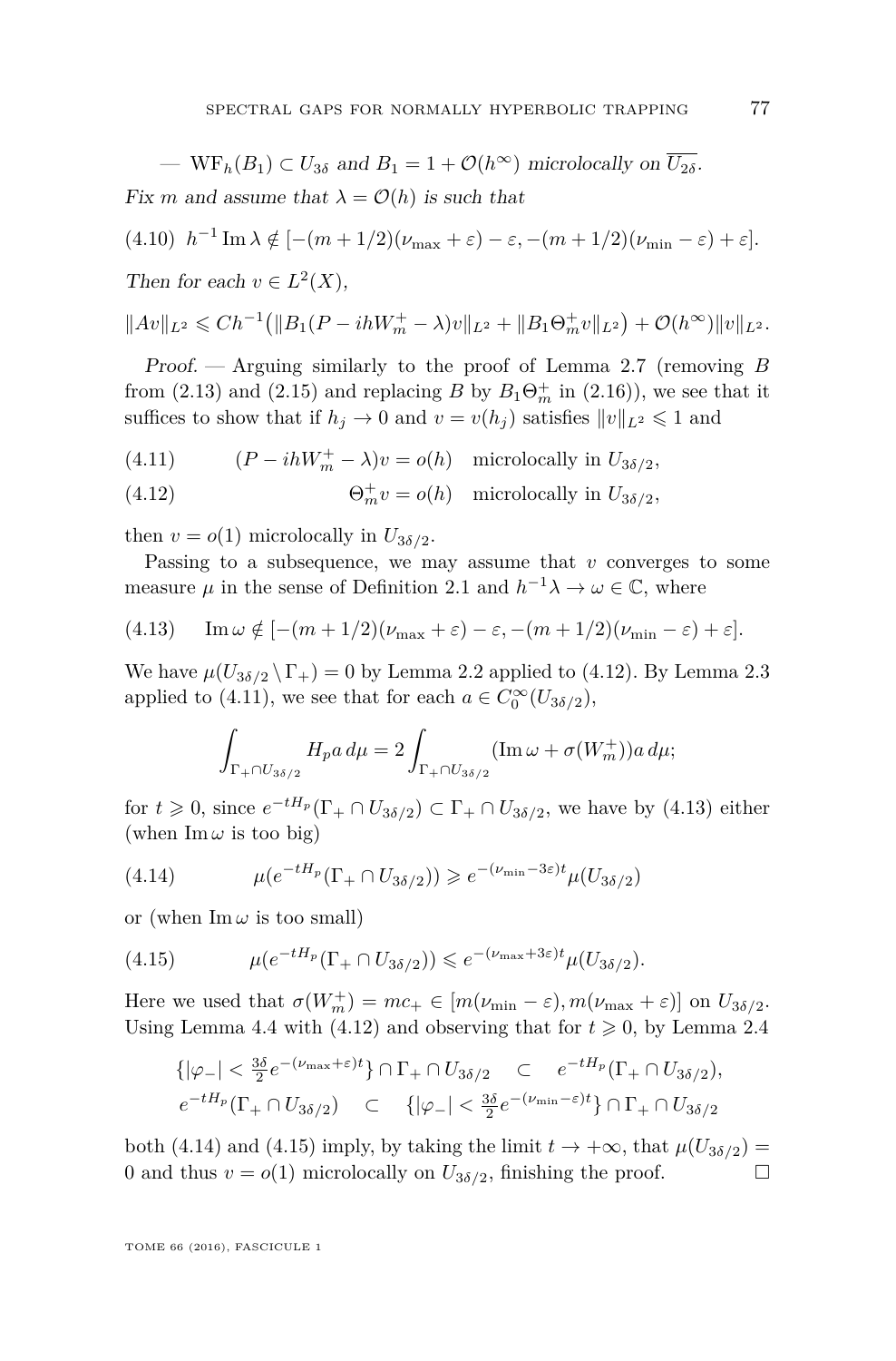— $\mathrm{WF}_h(B_1) \subset U_{3\delta}$ *and* $B_1 = 1 + \mathcal{O}(h^\infty)$ *microlocally on* $\overline{U_{2\delta}}$.

*Fix* $m$ *and assume that* $\lambda = \mathcal{O}(h)$ *is such that*

$$h^{-1} \operatorname{Im} \lambda \notin [-(m+1/2)(\nu_{\max} + \varepsilon) - \varepsilon, -(m+1/2)(\nu_{\min} - \varepsilon) + \varepsilon]. \tag{4.10}$$

*Then for each* $v \in L^2(X)$,

$$\|Av\|_{L^2} \leqslant Ch^{-1}\big(\|B_1(P - ihW_m^+ - \lambda)v\|_{L^2} + \|B_1 \Theta_m^+ v\|_{L^2}\big) + \mathcal{O}(h^\infty)\|v\|_{L^2}.$$

*Proof.* — Arguing similarly to the proof of Lemma 2.7 (removing $B$ from (2.13) and (2.15) and replacing $B$ by $B_1\Theta_m^+$ in (2.16)), we see that it suffices to show that if $h_j \to 0$ and $v = v(h_j)$ satisfies $\|v\|_{L^2} \leqslant 1$ and

$$(P - ihW_m^+ - \lambda)v = o(h) \quad \text{microlocally in } U_{3\delta/2}, \tag{4.11}$$

$$\Theta_m^+ v = o(h) \quad \text{microlocally in } U_{3\delta/2}, \tag{4.12}$$

then $v = o(1)$ microlocally in $U_{3\delta/2}$.

Passing to a subsequence, we may assume that $v$ converges to some measure $\mu$ in the sense of Definition 2.1 and $h^{-1}\lambda \to \omega \in \mathbb{C}$, where

$$\operatorname{Im} \omega \notin [-(m+1/2)(\nu_{\max} + \varepsilon) - \varepsilon, -(m+1/2)(\nu_{\min} - \varepsilon) + \varepsilon]. \tag{4.13}$$

We have $\mu(U_{3\delta/2} \setminus \Gamma_+) = 0$ by Lemma 2.2 applied to (4.12). By Lemma 2.3 applied to (4.11), we see that for each $a \in C_0^\infty(U_{3\delta/2})$,

$$\int_{\Gamma_+ \cap U_{3\delta/2}} H_p a \, d\mu = 2 \int_{\Gamma_+ \cap U_{3\delta/2}} (\operatorname{Im} \omega + \sigma(W_m^+)) a \, d\mu;$$

for $t \geqslant 0$, since $e^{-tH_p}(\Gamma_+ \cap U_{3\delta/2}) \subset \Gamma_+ \cap U_{3\delta/2}$, we have by (4.13) either (when $\operatorname{Im} \omega$ is too big)

$$\mu(e^{-tH_p}(\Gamma_+ \cap U_{3\delta/2})) \geqslant e^{-(\nu_{\min} - 3\varepsilon)t} \mu(U_{3\delta/2}) \tag{4.14}$$

or (when $\operatorname{Im} \omega$ is too small)

$$\mu(e^{-tH_p}(\Gamma_+ \cap U_{3\delta/2})) \leqslant e^{-(\nu_{\max} + 3\varepsilon)t} \mu(U_{3\delta/2}). \tag{4.15}$$

Here we used that $\sigma(W_m^+) = mc_+ \in [m(\nu_{\min} - \varepsilon), m(\nu_{\max} + \varepsilon)]$ on $U_{3\delta/2}$. Using Lemma 4.4 with (4.12) and observing that for $t \geqslant 0$, by Lemma 2.4

$$\begin{aligned}
\{|\varphi_-| < \tfrac{3\delta}{2} e^{-(\nu_{\max}+\varepsilon)t}\} \cap \Gamma_+ \cap U_{3\delta/2} \quad &\subset \quad e^{-tH_p}(\Gamma_+ \cap U_{3\delta/2}), \\
e^{-tH_p}(\Gamma_+ \cap U_{3\delta/2}) \quad &\subset \quad \{|\varphi_-| < \tfrac{3\delta}{2} e^{-(\nu_{\min}-\varepsilon)t}\} \cap \Gamma_+ \cap U_{3\delta/2}
\end{aligned}$$

both (4.14) and (4.15) imply, by taking the limit $t \to +\infty$, that $\mu(U_{3\delta/2}) = 0$ and thus $v = o(1)$ microlocally on $U_{3\delta/2}$, finishing the proof. □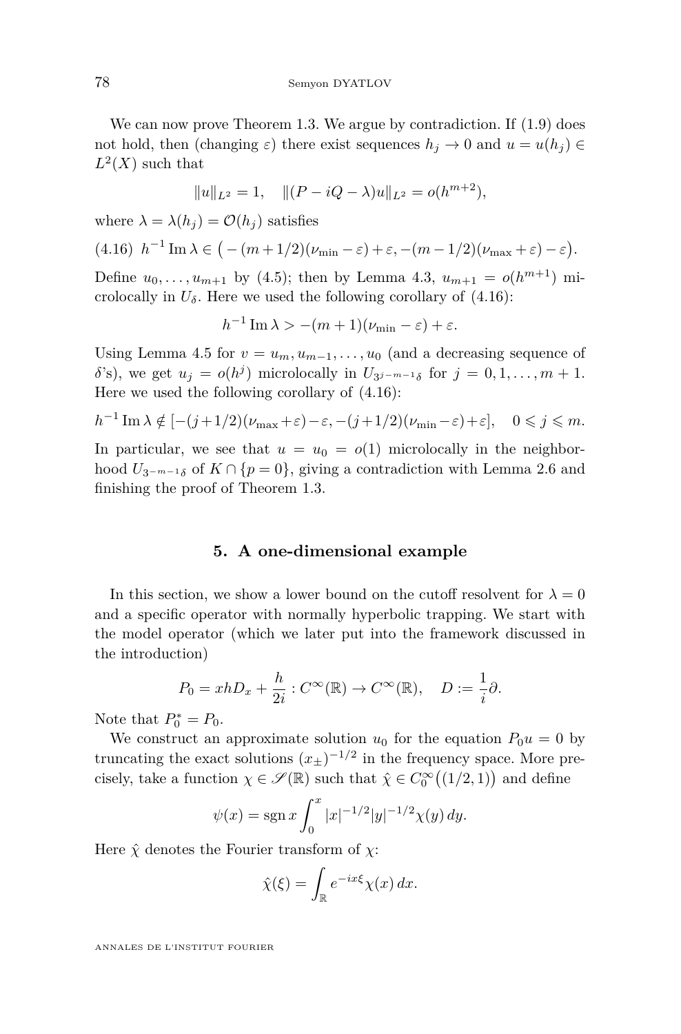We can now prove Theorem 1.3. We argue by contradiction. If (1.9) does not hold, then (changing $\varepsilon$) there exist sequences $h_j \to 0$ and $u = u(h_j) \in L^2(X)$ such that

$$\|u\|_{L^2} = 1, \quad \|(P - iQ - \lambda)u\|_{L^2} = o(h^{m+2}),$$

where $\lambda = \lambda(h_j) = \mathcal{O}(h_j)$ satisfies

$$h^{-1} \operatorname{Im} \lambda \in \big( -(m+1/2)(\nu_{\min} - \varepsilon) + \varepsilon, -(m-1/2)(\nu_{\max} + \varepsilon) - \varepsilon \big). \tag{4.16}$$

Define $u_0, \dots, u_{m+1}$ by (4.5); then by Lemma 4.3, $u_{m+1} = o(h^{m+1})$ microlocally in $U_\delta$. Here we used the following corollary of (4.16):

$$h^{-1} \operatorname{Im} \lambda > -(m+1)(\nu_{\min} - \varepsilon) + \varepsilon.$$

Using Lemma 4.5 for $v = u_m, u_{m-1}, \dots, u_0$ (and a decreasing sequence of $\delta$'s), we get $u_j = o(h^j)$ microlocally in $U_{3^{j-m-1}\delta}$ for $j = 0, 1, \dots, m+1$. Here we used the following corollary of (4.16):

$$h^{-1} \operatorname{Im} \lambda \notin [-(j+1/2)(\nu_{\max} + \varepsilon) - \varepsilon, -(j+1/2)(\nu_{\min} - \varepsilon) + \varepsilon], \quad 0 \leqslant j \leqslant m.$$

In particular, we see that $u = u_0 = o(1)$ microlocally in the neighborhood $U_{3^{-m-1}\delta}$ of $K \cap \{p = 0\}$, giving a contradiction with Lemma 2.6 and finishing the proof of Theorem 1.3.

## 5. A one-dimensional example

In this section, we show a lower bound on the cutoff resolvent for $\lambda = 0$ and a specific operator with normally hyperbolic trapping. We start with the model operator (which we later put into the framework discussed in the introduction)

$$P_0 = xhD_x + \frac{h}{2i} : C^\infty(\mathbb{R}) \to C^\infty(\mathbb{R}), \quad D := \frac{1}{i}\partial.$$

Note that $P_0^* = P_0$.

We construct an approximate solution $u_0$ for the equation $P_0 u = 0$ by truncating the exact solutions $(x_\pm)^{-1/2}$ in the frequency space. More precisely, take a function $\chi \in \mathscr{S}(\mathbb{R})$ such that $\hat{\chi} \in C_0^\infty\big((1/2, 1)\big)$ and define

$$\psi(x) = \operatorname{sgn} x \int_0^x |x|^{-1/2} |y|^{-1/2} \chi(y)\, dy.$$

Here $\hat{\chi}$ denotes the Fourier transform of $\chi$:

$$\hat{\chi}(\xi) = \int_{\mathbb{R}} e^{-ix\xi} \chi(x)\, dx.$$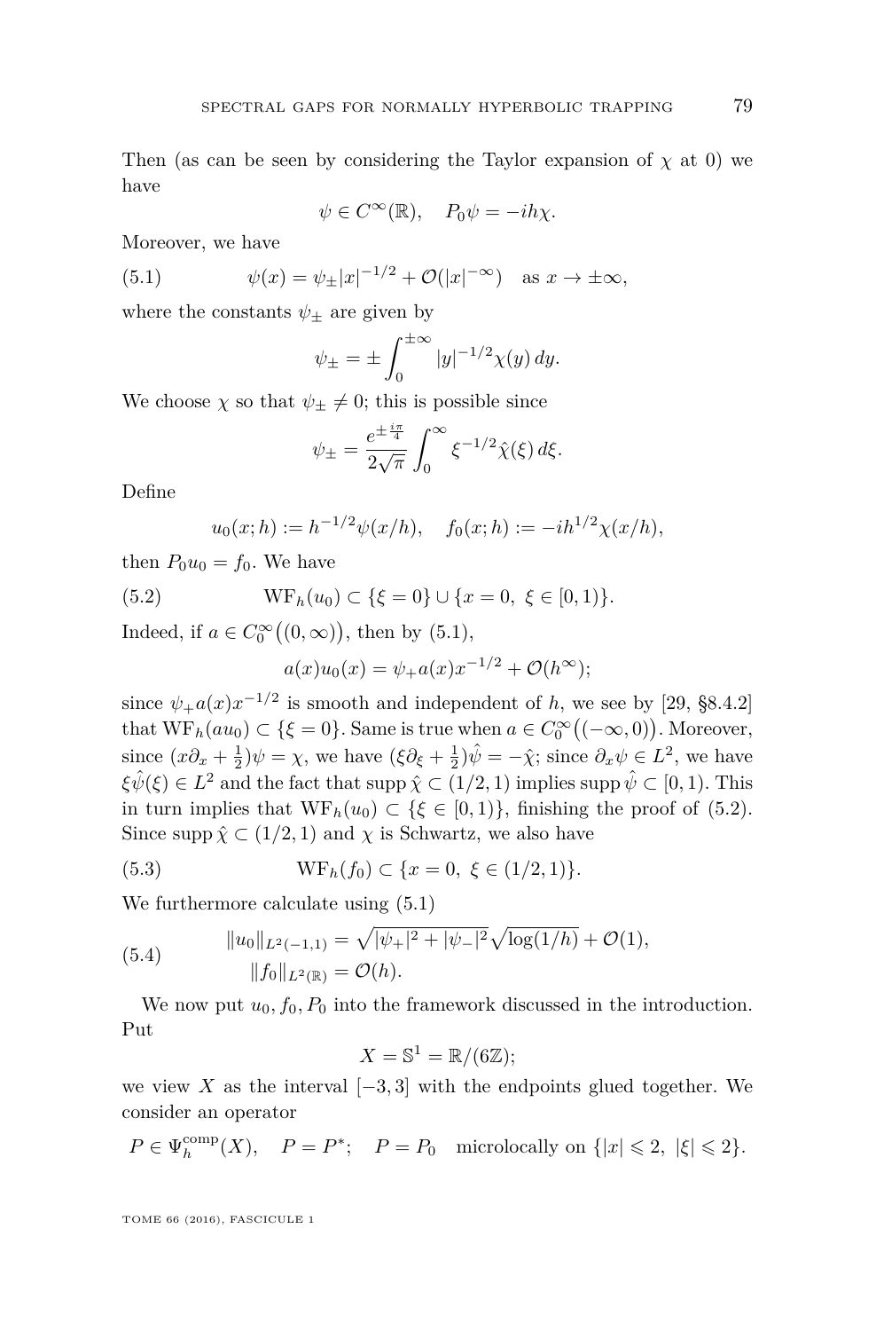Then (as can be seen by considering the Taylor expansion of $\chi$ at 0) we have

$$\psi \in C^\infty(\mathbb{R}), \quad P_0\psi = -ih\chi.$$

Moreover, we have

$$\psi(x) = \psi_\pm |x|^{-1/2} + \mathcal{O}(|x|^{-\infty}) \quad \text{as } x \to \pm\infty, \tag{5.1}$$

where the constants $\psi_\pm$ are given by

$$\psi_\pm = \pm \int_0^{\pm\infty} |y|^{-1/2}\chi(y)\,dy.$$

We choose $\chi$ so that $\psi_\pm \neq 0$; this is possible since

$$\psi_\pm = \frac{e^{\pm\frac{i\pi}{4}}}{2\sqrt{\pi}} \int_0^\infty \xi^{-1/2}\hat{\chi}(\xi)\,d\xi.$$

Define

$$u_0(x;h) := h^{-1/2}\psi(x/h), \quad f_0(x;h) := -ih^{1/2}\chi(x/h),$$

then $P_0u_0 = f_0$. We have

$$\mathrm{WF}_h(u_0) \subset \{\xi = 0\} \cup \{x = 0,\ \xi \in [0,1)\}. \tag{5.2}$$

Indeed, if $a \in C_0^\infty\big((0,\infty)\big)$, then by (5.1),

$$a(x)u_0(x) = \psi_+ a(x)x^{-1/2} + \mathcal{O}(h^\infty);$$

since $\psi_+ a(x)x^{-1/2}$ is smooth and independent of $h$, we see by [29, §8.4.2] that $\mathrm{WF}_h(au_0) \subset \{\xi = 0\}$. Same is true when $a \in C_0^\infty\big((-\infty,0)\big)$. Moreover, since $(x\partial_x + \frac{1}{2})\psi = \chi$, we have $(\xi\partial_\xi + \frac{1}{2})\hat{\psi} = -\hat{\chi}$; since $\partial_x\psi \in L^2$, we have $\xi\hat{\psi}(\xi) \in L^2$ and the fact that $\operatorname{supp}\hat{\chi} \subset (1/2,1)$ implies $\operatorname{supp}\hat{\psi} \subset [0,1)$. This in turn implies that $\mathrm{WF}_h(u_0) \subset \{\xi \in [0,1)\}$, finishing the proof of (5.2). Since $\operatorname{supp}\hat{\chi} \subset (1/2,1)$ and $\chi$ is Schwartz, we also have

$$\mathrm{WF}_h(f_0) \subset \{x = 0,\ \xi \in (1/2,1)\}. \tag{5.3}$$

We furthermore calculate using (5.1)

$$\begin{aligned} \|u_0\|_{L^2(-1,1)} &= \sqrt{|\psi_+|^2 + |\psi_-|^2}\sqrt{\log(1/h)} + \mathcal{O}(1), \\ \|f_0\|_{L^2(\mathbb{R})} &= \mathcal{O}(h). \end{aligned} \tag{5.4}$$

We now put $u_0, f_0, P_0$ into the framework discussed in the introduction. Put

$$X = \mathbb{S}^1 = \mathbb{R}/(6\mathbb{Z});$$

we view $X$ as the interval $[-3,3]$ with the endpoints glued together. We consider an operator

$$P \in \Psi_h^{\mathrm{comp}}(X), \quad P = P^*; \quad P = P_0 \quad \text{microlocally on } \{|x| \leqslant 2,\ |\xi| \leqslant 2\}.$$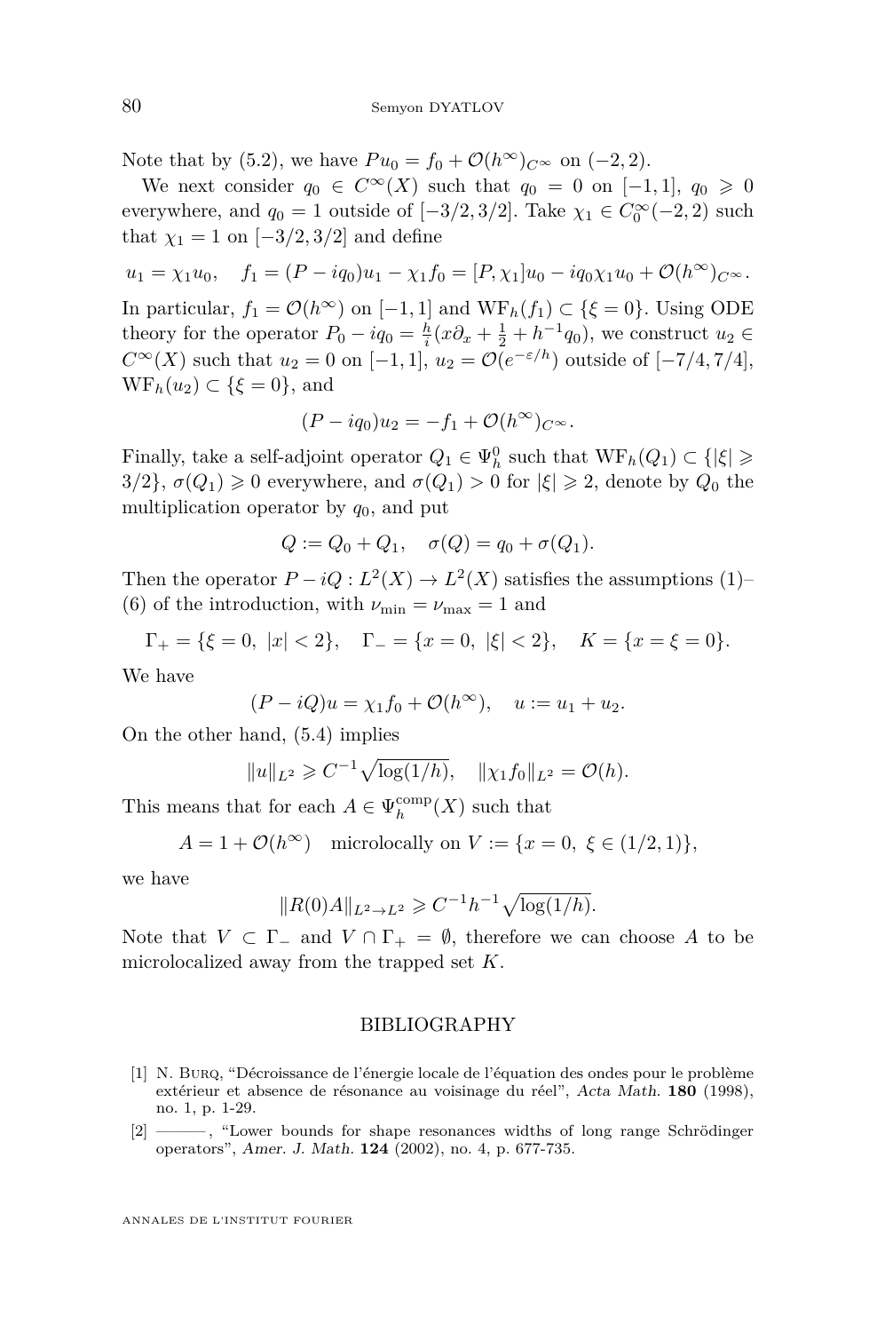Note that by (5.2), we have $Pu_0 = f_0 + \mathcal{O}(h^\infty)_{C^\infty}$ on $(-2,2)$.

We next consider $q_0 \in C^\infty(X)$ such that $q_0 = 0$ on $[-1,1]$, $q_0 \geqslant 0$ everywhere, and $q_0 = 1$ outside of $[-3/2,3/2]$. Take $\chi_1 \in C_0^\infty(-2,2)$ such that $\chi_1 = 1$ on $[-3/2,3/2]$ and define

$$u_1 = \chi_1 u_0, \quad f_1 = (P - iq_0)u_1 - \chi_1 f_0 = [P,\chi_1]u_0 - iq_0\chi_1 u_0 + \mathcal{O}(h^\infty)_{C^\infty}.$$

In particular, $f_1 = \mathcal{O}(h^\infty)$ on $[-1,1]$ and $\mathrm{WF}_h(f_1) \subset \{\xi = 0\}$. Using ODE theory for the operator $P_0 - iq_0 = \frac{h}{i}(x\partial_x + \frac{1}{2} + h^{-1}q_0)$, we construct $u_2 \in C^\infty(X)$ such that $u_2 = 0$ on $[-1,1]$, $u_2 = \mathcal{O}(e^{-\varepsilon/h})$ outside of $[-7/4,7/4]$, $\mathrm{WF}_h(u_2) \subset \{\xi = 0\}$, and

$$(P - iq_0)u_2 = -f_1 + \mathcal{O}(h^\infty)_{C^\infty}.$$

Finally, take a self-adjoint operator $Q_1 \in \Psi_h^0$ such that $\mathrm{WF}_h(Q_1) \subset \{|\xi| \geqslant 3/2\}$, $\sigma(Q_1) \geqslant 0$ everywhere, and $\sigma(Q_1) > 0$ for $|\xi| \geqslant 2$, denote by $Q_0$ the multiplication operator by $q_0$, and put

$$Q := Q_0 + Q_1, \quad \sigma(Q) = q_0 + \sigma(Q_1).$$

Then the operator $P - iQ : L^2(X) \to L^2(X)$ satisfies the assumptions (1)–(6) of the introduction, with $\nu_{\min} = \nu_{\max} = 1$ and

$$\Gamma_+ = \{\xi = 0,\ |x| < 2\}, \quad \Gamma_- = \{x = 0,\ |\xi| < 2\}, \quad K = \{x = \xi = 0\}.$$

We have

$$(P - iQ)u = \chi_1 f_0 + \mathcal{O}(h^\infty), \quad u := u_1 + u_2.$$

On the other hand, (5.4) implies

$$\|u\|_{L^2} \geqslant C^{-1}\sqrt{\log(1/h)}, \quad \|\chi_1 f_0\|_{L^2} = \mathcal{O}(h).$$

This means that for each $A \in \Psi_h^{\mathrm{comp}}(X)$ such that

$$A = 1 + \mathcal{O}(h^\infty) \quad \text{microlocally on } V := \{x = 0,\ \xi \in (1/2,1)\},$$

we have

$$\|R(0)A\|_{L^2 \to L^2} \geqslant C^{-1}h^{-1}\sqrt{\log(1/h)}.$$

Note that $V \subset \Gamma_-$ and $V \cap \Gamma_+ = \emptyset$, therefore we can choose $A$ to be microlocalized away from the trapped set $K$.

## BIBLIOGRAPHY

[1] N. Burq, "Décroissance de l'énergie locale de l'équation des ondes pour le problème extérieur et absence de résonance au voisinage du réel", *Acta Math.* **180** (1998), no. 1, p. 1-29.

[2] ———, "Lower bounds for shape resonances widths of long range Schrödinger operators", *Amer. J. Math.* **124** (2002), no. 4, p. 677-735.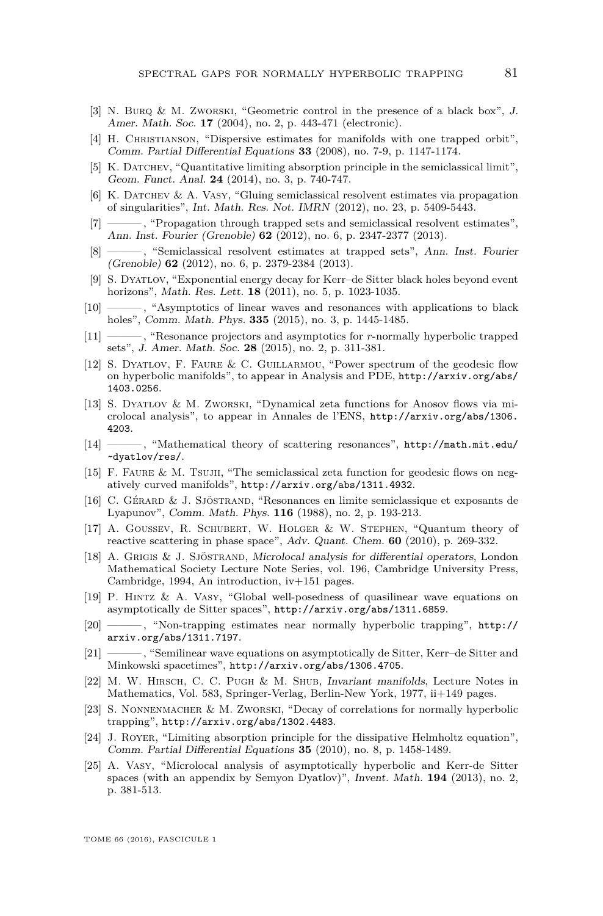[3] N. Burq & M. Zworski, "Geometric control in the presence of a black box", *J. Amer. Math. Soc.* **17** (2004), no. 2, p. 443-471 (electronic).

[4] H. Christianson, "Dispersive estimates for manifolds with one trapped orbit", *Comm. Partial Differential Equations* **33** (2008), no. 7-9, p. 1147-1174.

[5] K. Datchev, "Quantitative limiting absorption principle in the semiclassical limit", *Geom. Funct. Anal.* **24** (2014), no. 3, p. 740-747.

[6] K. Datchev & A. Vasy, "Gluing semiclassical resolvent estimates via propagation of singularities", *Int. Math. Res. Not. IMRN* (2012), no. 23, p. 5409-5443.

[7] ———, "Propagation through trapped sets and semiclassical resolvent estimates", *Ann. Inst. Fourier (Grenoble)* **62** (2012), no. 6, p. 2347-2377 (2013).

[8] ———, "Semiclassical resolvent estimates at trapped sets", *Ann. Inst. Fourier (Grenoble)* **62** (2012), no. 6, p. 2379-2384 (2013).

[9] S. Dyatlov, "Exponential energy decay for Kerr–de Sitter black holes beyond event horizons", *Math. Res. Lett.* **18** (2011), no. 5, p. 1023-1035.

[10] ———, "Asymptotics of linear waves and resonances with applications to black holes", *Comm. Math. Phys.* **335** (2015), no. 3, p. 1445-1485.

[11] ———, "Resonance projectors and asymptotics for $r$-normally hyperbolic trapped sets", *J. Amer. Math. Soc.* **28** (2015), no. 2, p. 311-381.

[12] S. Dyatlov, F. Faure & C. Guillarmou, "Power spectrum of the geodesic flow on hyperbolic manifolds", to appear in Analysis and PDE, http://arxiv.org/abs/1403.0256.

[13] S. Dyatlov & M. Zworski, "Dynamical zeta functions for Anosov flows via microlocal analysis", to appear in Annales de l'ENS, http://arxiv.org/abs/1306.4203.

[14] ———, "Mathematical theory of scattering resonances", http://math.mit.edu/~dyatlov/res/.

[15] F. Faure & M. Tsujii, "The semiclassical zeta function for geodesic flows on negatively curved manifolds", http://arxiv.org/abs/1311.4932.

[16] C. Gérard & J. Sjöstrand, "Resonances en limite semiclassique et exposants de Lyapunov", *Comm. Math. Phys.* **116** (1988), no. 2, p. 193-213.

[17] A. Goussev, R. Schubert, W. Holger & W. Stephen, "Quantum theory of reactive scattering in phase space", *Adv. Quant. Chem.* **60** (2010), p. 269-332.

[18] A. Grigis & J. Sjöstrand, *Microlocal analysis for differential operators*, London Mathematical Society Lecture Note Series, vol. 196, Cambridge University Press, Cambridge, 1994, An introduction, iv+151 pages.

[19] P. Hintz & A. Vasy, "Global well-posedness of quasilinear wave equations on asymptotically de Sitter spaces", http://arxiv.org/abs/1311.6859.

[20] ———, "Non-trapping estimates near normally hyperbolic trapping", http://arxiv.org/abs/1311.7197.

[21] ———, "Semilinear wave equations on asymptotically de Sitter, Kerr–de Sitter and Minkowski spacetimes", http://arxiv.org/abs/1306.4705.

[22] M. W. Hirsch, C. C. Pugh & M. Shub, *Invariant manifolds*, Lecture Notes in Mathematics, Vol. 583, Springer-Verlag, Berlin-New York, 1977, ii+149 pages.

[23] S. Nonnenmacher & M. Zworski, "Decay of correlations for normally hyperbolic trapping", http://arxiv.org/abs/1302.4483.

[24] J. Royer, "Limiting absorption principle for the dissipative Helmholtz equation", *Comm. Partial Differential Equations* **35** (2010), no. 8, p. 1458-1489.

[25] A. Vasy, "Microlocal analysis of asymptotically hyperbolic and Kerr-de Sitter spaces (with an appendix by Semyon Dyatlov)", *Invent. Math.* **194** (2013), no. 2, p. 381-513.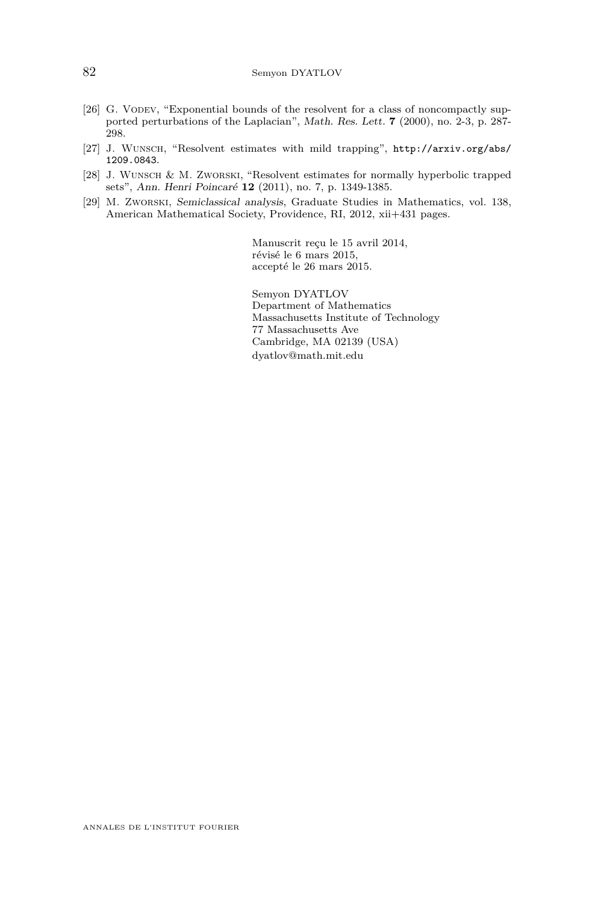[26] G. Vodev, "Exponential bounds of the resolvent for a class of noncompactly supported perturbations of the Laplacian", *Math. Res. Lett.* **7** (2000), no. 2-3, p. 287-298.

[27] J. Wunsch, "Resolvent estimates with mild trapping", http://arxiv.org/abs/1209.0843.

[28] J. Wunsch & M. Zworski, "Resolvent estimates for normally hyperbolic trapped sets", *Ann. Henri Poincaré* **12** (2011), no. 7, p. 1349-1385.

[29] M. Zworski, *Semiclassical analysis*, Graduate Studies in Mathematics, vol. 138, American Mathematical Society, Providence, RI, 2012, xii+431 pages.

Manuscrit reçu le 15 avril 2014,
révisé le 6 mars 2015,
accepté le 26 mars 2015.

Semyon DYATLOV
Department of Mathematics
Massachusetts Institute of Technology
77 Massachusetts Ave
Cambridge, MA 02139 (USA)
dyatlov@math.mit.edu